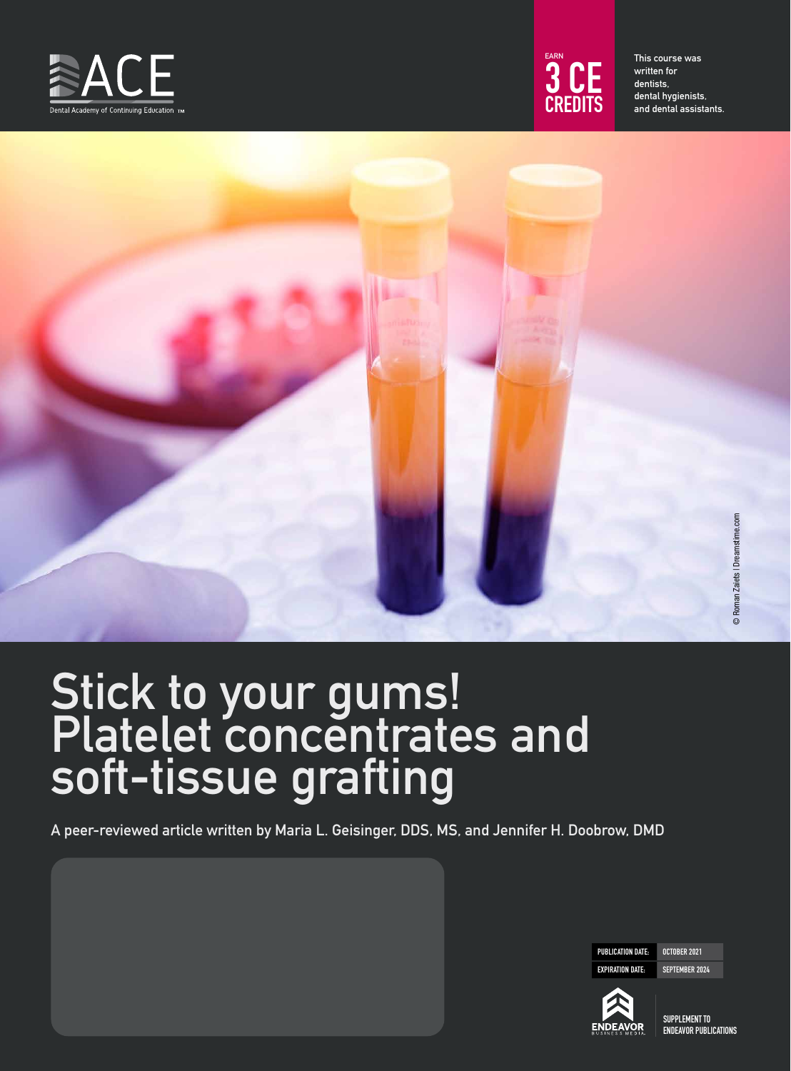ACE

Dental Academy of Continuing Education ™

EARN **3 CE CREDITS**

This course was written for dentists, dental hygienists, and dental assistants.

© Roman Zaiets | Dreamstime.com

# Stick to your gums! Platelet concentrates and soft-tissue grafting

A peer-reviewed article written by Maria L. Geisinger, DDS, MS, and Jennifer H. Doobrow, DMD

| PUBLICATION DATE: | OCTOBER 2021 |
| --- | --- |
| EXPIRATION DATE: | SEPTEMBER 2024 |

ENDEAVOR BUSINESS MEDIA

SUPPLEMENT TO ENDEAVOR PUBLICATIONS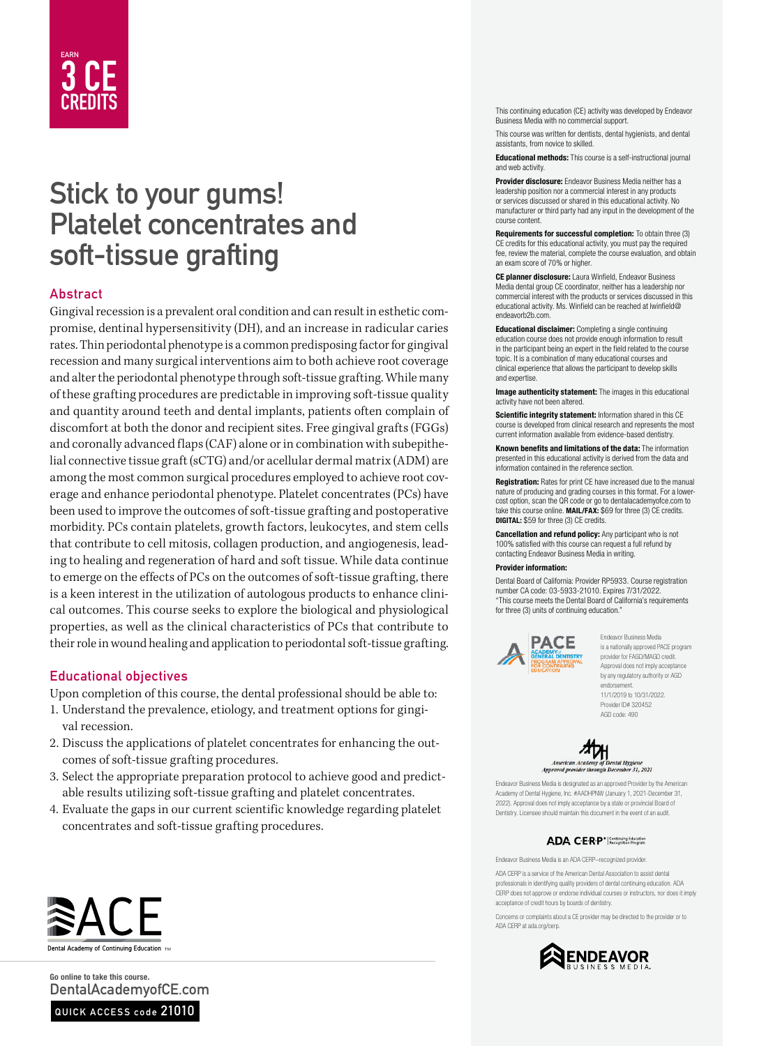EARN
**3 CE CREDITS**

# Stick to your gums! Platelet concentrates and soft-tissue grafting

## Abstract

Gingival recession is a prevalent oral condition and can result in esthetic compromise, dentinal hypersensitivity (DH), and an increase in radicular caries rates. Thin periodontal phenotype is a common predisposing factor for gingival recession and many surgical interventions aim to both achieve root coverage and alter the periodontal phenotype through soft-tissue grafting. While many of these grafting procedures are predictable in improving soft-tissue quality and quantity around teeth and dental implants, patients often complain of discomfort at both the donor and recipient sites. Free gingival grafts (FGGs) and coronally advanced flaps (CAF) alone or in combination with subepithelial connective tissue graft (sCTG) and/or acellular dermal matrix (ADM) are among the most common surgical procedures employed to achieve root coverage and enhance periodontal phenotype. Platelet concentrates (PCs) have been used to improve the outcomes of soft-tissue grafting and postoperative morbidity. PCs contain platelets, growth factors, leukocytes, and stem cells that contribute to cell mitosis, collagen production, and angiogenesis, leading to healing and regeneration of hard and soft tissue. While data continue to emerge on the effects of PCs on the outcomes of soft-tissue grafting, there is a keen interest in the utilization of autologous products to enhance clinical outcomes. This course seeks to explore the biological and physiological properties, as well as the clinical characteristics of PCs that contribute to their role in wound healing and application to periodontal soft-tissue grafting.

## Educational objectives

Upon completion of this course, the dental professional should be able to:

1. Understand the prevalence, etiology, and treatment options for gingival recession.
2. Discuss the applications of platelet concentrates for enhancing the outcomes of soft-tissue grafting procedures.
3. Select the appropriate preparation protocol to achieve good and predictable results utilizing soft-tissue grafting and platelet concentrates.
4. Evaluate the gaps in our current scientific knowledge regarding platelet concentrates and soft-tissue grafting procedures.

ACE
Dental Academy of Continuing Education ™

Go online to take this course.
DentalAcademyofCE.com
QUICK ACCESS code 21010

This continuing education (CE) activity was developed by Endeavor Business Media with no commercial support.

This course was written for dentists, dental hygienists, and dental assistants, from novice to skilled.

**Educational methods:** This course is a self-instructional journal and web activity.

**Provider disclosure:** Endeavor Business Media neither has a leadership position nor a commercial interest in any products or services discussed or shared in this educational activity. No manufacturer or third party had any input in the development of the course content.

**Requirements for successful completion:** To obtain three (3) CE credits for this educational activity, you must pay the required fee, review the material, complete the course evaluation, and obtain an exam score of 70% or higher.

**CE planner disclosure:** Laura Winfield, Endeavor Business Media dental group CE coordinator, neither has a leadership nor commercial interest with the products or services discussed in this educational activity. Ms. Winfield can be reached at lwinfield@endeavorb2b.com.

**Educational disclaimer:** Completing a single continuing education course does not provide enough information to result in the participant being an expert in the field related to the course topic. It is a combination of many educational courses and clinical experience that allows the participant to develop skills and expertise.

**Image authenticity statement:** The images in this educational activity have not been altered.

**Scientific integrity statement:** Information shared in this CE course is developed from clinical research and represents the most current information available from evidence-based dentistry.

**Known benefits and limitations of the data:** The information presented in this educational activity is derived from the data and information contained in the reference section.

**Registration:** Rates for print CE have increased due to the manual nature of producing and grading courses in this format. For a lower-cost option, scan the QR code or go to dentalacademyofce.com to take this course online. **MAIL/FAX:** $69 for three (3) CE credits. **DIGITAL:** $59 for three (3) CE credits.

**Cancellation and refund policy:** Any participant who is not 100% satisfied with this course can request a full refund by contacting Endeavor Business Media in writing.

**Provider information:**

Dental Board of California: Provider RP5933. Course registration number CA code: 03-5933-21010. Expires 7/31/2022. "This course meets the Dental Board of California's requirements for three (3) units of continuing education."

PACE — Academy of General Dentistry Program Approval for Continuing Education

Endeavor Business Media is a nationally approved PACE program provider for FAGD/MAGD credit. Approval does not imply acceptance by any regulatory authority or AGD endorsement. 11/1/2019 to 10/31/2022. Provider ID# 320452 AGD code: 490

American Academy of Dental Hygiene — Approved provider through December 31, 2021

Endeavor Business Media is designated as an approved Provider by the American Academy of Dental Hygiene, Inc. #AADHPNW (January 1, 2021-December 31, 2022). Approval does not imply acceptance by a state or provincial Board of Dentistry. Licensee should maintain this document in the event of an audit.

ADA CERP® | Continuing Education Recognition Program

Endeavor Business Media is an ADA CERP–recognized provider.

ADA CERP is a service of the American Dental Association to assist dental professionals in identifying quality providers of dental continuing education. ADA CERP does not approve or endorse individual courses or instructors, nor does it imply acceptance of credit hours by boards of dentistry.

Concerns or complaints about a CE provider may be directed to the provider or to ADA CERP at ada.org/cerp.

ENDEAVOR BUSINESS MEDIA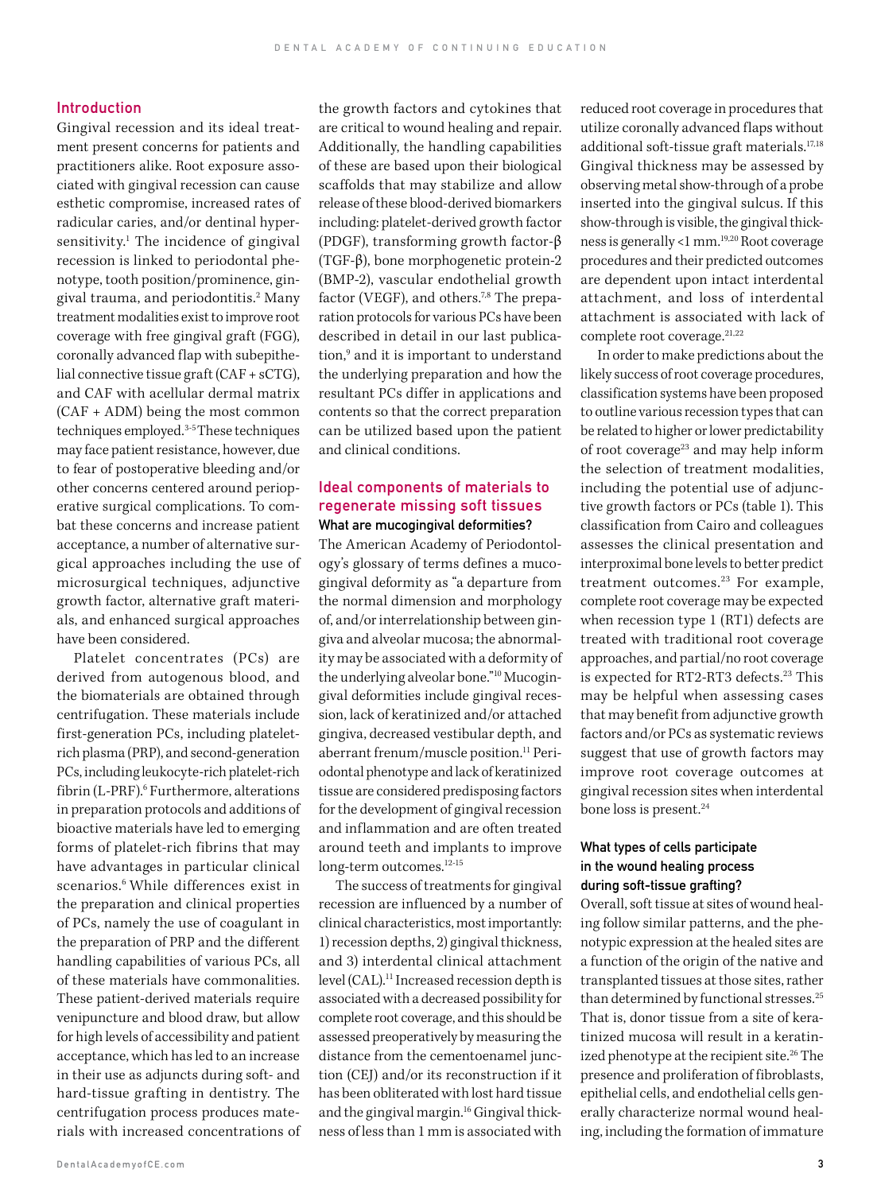## Introduction

Gingival recession and its ideal treatment present concerns for patients and practitioners alike. Root exposure associated with gingival recession can cause esthetic compromise, increased rates of radicular caries, and/or dentinal hypersensitivity.[1] The incidence of gingival recession is linked to periodontal phenotype, tooth position/prominence, gingival trauma, and periodontitis.[2] Many treatment modalities exist to improve root coverage with free gingival graft (FGG), coronally advanced flap with subepithelial connective tissue graft (CAF + sCTG), and CAF with acellular dermal matrix (CAF + ADM) being the most common techniques employed.[3-5] These techniques may face patient resistance, however, due to fear of postoperative bleeding and/or other concerns centered around perioperative surgical complications. To combat these concerns and increase patient acceptance, a number of alternative surgical approaches including the use of microsurgical techniques, adjunctive growth factor, alternative graft materials, and enhanced surgical approaches have been considered.

Platelet concentrates (PCs) are derived from autogenous blood, and the biomaterials are obtained through centrifugation. These materials include first-generation PCs, including platelet-rich plasma (PRP), and second-generation PCs, including leukocyte-rich platelet-rich fibrin (L-PRF).[6] Furthermore, alterations in preparation protocols and additions of bioactive materials have led to emerging forms of platelet-rich fibrins that may have advantages in particular clinical scenarios.[6] While differences exist in the preparation and clinical properties of PCs, namely the use of coagulant in the preparation of PRP and the different handling capabilities of various PCs, all of these materials have commonalities. These patient-derived materials require venipuncture and blood draw, but allow for high levels of accessibility and patient acceptance, which has led to an increase in their use as adjuncts during soft- and hard-tissue grafting in dentistry. The centrifugation process produces materials with increased concentrations of the growth factors and cytokines that are critical to wound healing and repair. Additionally, the handling capabilities of these are based upon their biological scaffolds that may stabilize and allow release of these blood-derived biomarkers including: platelet-derived growth factor (PDGF), transforming growth factor-β (TGF-β), bone morphogenetic protein-2 (BMP-2), vascular endothelial growth factor (VEGF), and others.[7,8] The preparation protocols for various PCs have been described in detail in our last publication,[9] and it is important to understand the underlying preparation and how the resultant PCs differ in applications and contents so that the correct preparation can be utilized based upon the patient and clinical conditions.

## Ideal components of materials to regenerate missing soft tissues

### What are mucogingival deformities?

The American Academy of Periodontology's glossary of terms defines a mucogingival deformity as "a departure from the normal dimension and morphology of, and/or interrelationship between gingiva and alveolar mucosa; the abnormality may be associated with a deformity of the underlying alveolar bone."[10] Mucogingival deformities include gingival recession, lack of keratinized and/or attached gingiva, decreased vestibular depth, and aberrant frenum/muscle position.[11] Periodontal phenotype and lack of keratinized tissue are considered predisposing factors for the development of gingival recession and inflammation and are often treated around teeth and implants to improve long-term outcomes.[12-15]

The success of treatments for gingival recession are influenced by a number of clinical characteristics, most importantly: 1) recession depths, 2) gingival thickness, and 3) interdental clinical attachment level (CAL).[11] Increased recession depth is associated with a decreased possibility for complete root coverage, and this should be assessed preoperatively by measuring the distance from the cementoenamel junction (CEJ) and/or its reconstruction if it has been obliterated with lost hard tissue and the gingival margin.[16] Gingival thickness of less than 1 mm is associated with reduced root coverage in procedures that utilize coronally advanced flaps without additional soft-tissue graft materials.[17,18] Gingival thickness may be assessed by observing metal show-through of a probe inserted into the gingival sulcus. If this show-through is visible, the gingival thickness is generally <1 mm.[19,20] Root coverage procedures and their predicted outcomes are dependent upon intact interdental attachment, and loss of interdental attachment is associated with lack of complete root coverage.[21,22]

In order to make predictions about the likely success of root coverage procedures, classification systems have been proposed to outline various recession types that can be related to higher or lower predictability of root coverage[23] and may help inform the selection of treatment modalities, including the potential use of adjunctive growth factors or PCs (table 1). This classification from Cairo and colleagues assesses the clinical presentation and interproximal bone levels to better predict treatment outcomes.[23] For example, complete root coverage may be expected when recession type 1 (RT1) defects are treated with traditional root coverage approaches, and partial/no root coverage is expected for RT2-RT3 defects.[23] This may be helpful when assessing cases that may benefit from adjunctive growth factors and/or PCs as systematic reviews suggest that use of growth factors may improve root coverage outcomes at gingival recession sites when interdental bone loss is present.[24]

### What types of cells participate in the wound healing process during soft-tissue grafting?

Overall, soft tissue at sites of wound healing follow similar patterns, and the phenotypic expression at the healed sites are a function of the origin of the native and transplanted tissues at those sites, rather than determined by functional stresses.[25] That is, donor tissue from a site of keratinized mucosa will result in a keratinized phenotype at the recipient site.[26] The presence and proliferation of fibroblasts, epithelial cells, and endothelial cells generally characterize normal wound healing, including the formation of immature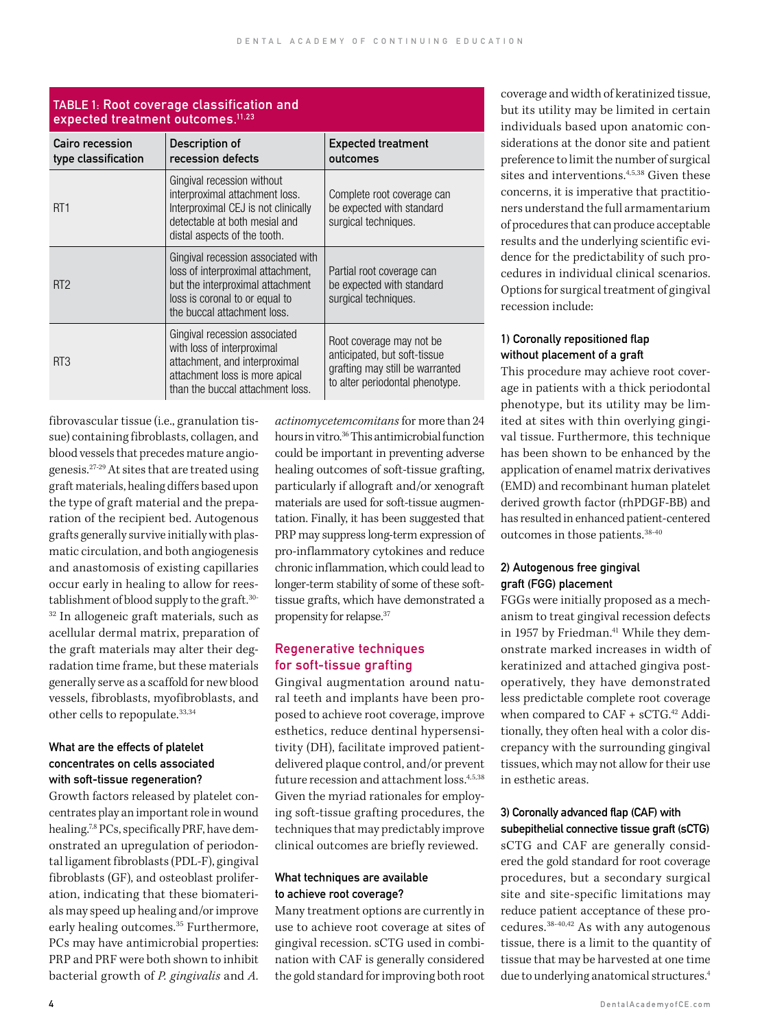TABLE 1: Root coverage classification and expected treatment outcomes.[11,23]

| Cairo recession type classification | Description of recession defects | Expected treatment outcomes |
|---|---|---|
| RT1 | Gingival recession without interproximal attachment loss. Interproximal CEJ is not clinically detectable at both mesial and distal aspects of the tooth. | Complete root coverage can be expected with standard surgical techniques. |
| RT2 | Gingival recession associated with loss of interproximal attachment, but the interproximal attachment loss is coronal to or equal to the buccal attachment loss. | Partial root coverage can be expected with standard surgical techniques. |
| RT3 | Gingival recession associated with loss of interproximal attachment, and interproximal attachment loss is more apical than the buccal attachment loss. | Root coverage may not be anticipated, but soft-tissue grafting may still be warranted to alter periodontal phenotype. |

fibrovascular tissue (i.e., granulation tissue) containing fibroblasts, collagen, and blood vessels that precedes mature angiogenesis.[27-29] At sites that are treated using graft materials, healing differs based upon the type of graft material and the preparation of the recipient bed. Autogenous grafts generally survive initially with plasmatic circulation, and both angiogenesis and anastomosis of existing capillaries occur early in healing to allow for reestablishment of blood supply to the graft.[30-32] In allogeneic graft materials, such as acellular dermal matrix, preparation of the graft materials may alter their degradation time frame, but these materials generally serve as a scaffold for new blood vessels, fibroblasts, myofibroblasts, and other cells to repopulate.[33,34]

### What are the effects of platelet concentrates on cells associated with soft-tissue regeneration?

Growth factors released by platelet concentrates play an important role in wound healing.[7,8] PCs, specifically PRF, have demonstrated an upregulation of periodontal ligament fibroblasts (PDL-F), gingival fibroblasts (GF), and osteoblast proliferation, indicating that these biomaterials may speed up healing and/or improve early healing outcomes.[35] Furthermore, PCs may have antimicrobial properties: PRP and PRF were both shown to inhibit bacterial growth of *P. gingivalis* and *A. actinomycetemcomitans* for more than 24 hours in vitro.[36] This antimicrobial function could be important in preventing adverse healing outcomes of soft-tissue grafting, particularly if allograft and/or xenograft materials are used for soft-tissue augmentation. Finally, it has been suggested that PRP may suppress long-term expression of pro-inflammatory cytokines and reduce chronic inflammation, which could lead to longer-term stability of some of these soft-tissue grafts, which have demonstrated a propensity for relapse.[37]

## Regenerative techniques for soft-tissue grafting

Gingival augmentation around natural teeth and implants have been proposed to achieve root coverage, improve esthetics, reduce dentinal hypersensitivity (DH), facilitate improved patient-delivered plaque control, and/or prevent future recession and attachment loss.[4,5,38] Given the myriad rationales for employing soft-tissue grafting procedures, the techniques that may predictably improve clinical outcomes are briefly reviewed.

### What techniques are available to achieve root coverage?

Many treatment options are currently in use to achieve root coverage at sites of gingival recession. sCTG used in combination with CAF is generally considered the gold standard for improving both root coverage and width of keratinized tissue, but its utility may be limited in certain individuals based upon anatomic considerations at the donor site and patient preference to limit the number of surgical sites and interventions.[4,5,38] Given these concerns, it is imperative that practitioners understand the full armamentarium of procedures that can produce acceptable results and the underlying scientific evidence for the predictability of such procedures in individual clinical scenarios. Options for surgical treatment of gingival recession include:

#### 1) Coronally repositioned flap without placement of a graft

This procedure may achieve root coverage in patients with a thick periodontal phenotype, but its utility may be limited at sites with thin overlying gingival tissue. Furthermore, this technique has been shown to be enhanced by the application of enamel matrix derivatives (EMD) and recombinant human platelet derived growth factor (rhPDGF-BB) and has resulted in enhanced patient-centered outcomes in those patients.[38-40]

#### 2) Autogenous free gingival graft (FGG) placement

FGGs were initially proposed as a mechanism to treat gingival recession defects in 1957 by Friedman.[41] While they demonstrate marked increases in width of keratinized and attached gingiva postoperatively, they have demonstrated less predictable complete root coverage when compared to CAF + sCTG.[42] Additionally, they often heal with a color discrepancy with the surrounding gingival tissues, which may not allow for their use in esthetic areas.

#### 3) Coronally advanced flap (CAF) with subepithelial connective tissue graft (sCTG)

sCTG and CAF are generally considered the gold standard for root coverage procedures, but a secondary surgical site and site-specific limitations may reduce patient acceptance of these procedures.[38-40,42] As with any autogenous tissue, there is a limit to the quantity of tissue that may be harvested at one time due to underlying anatomical structures.[4]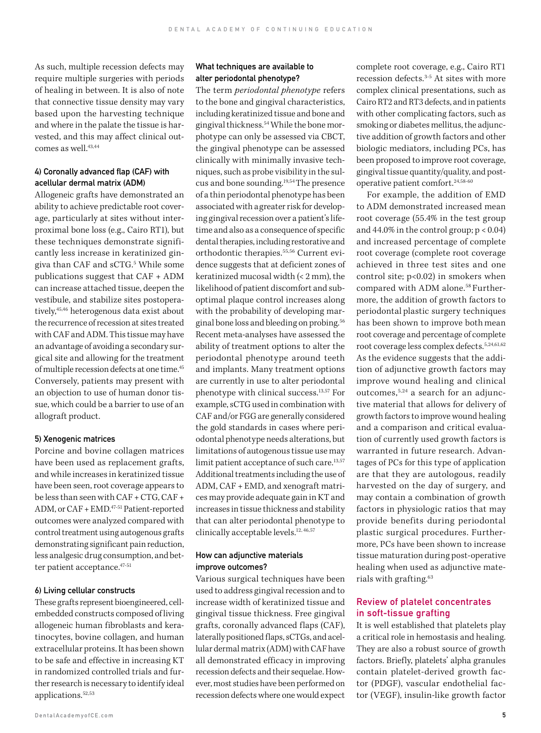As such, multiple recession defects may require multiple surgeries with periods of healing in between. It is also of note that connective tissue density may vary based upon the harvesting technique and where in the palate the tissue is harvested, and this may affect clinical outcomes as well.[43,44]

#### 4) Coronally advanced flap (CAF) with acellular dermal matrix (ADM)

Allogeneic grafts have demonstrated an ability to achieve predictable root coverage, particularly at sites without interproximal bone loss (e.g., Cairo RT1), but these techniques demonstrate significantly less increase in keratinized gingiva than CAF and sCTG.[5] While some publications suggest that CAF + ADM can increase attached tissue, deepen the vestibule, and stabilize sites postoperatively,[45,46] heterogenous data exist about the recurrence of recession at sites treated with CAF and ADM. This tissue may have an advantage of avoiding a secondary surgical site and allowing for the treatment of multiple recession defects at one time.[45] Conversely, patients may present with an objection to use of human donor tissue, which could be a barrier to use of an allograft product.

#### 5) Xenogenic matrices

Porcine and bovine collagen matrices have been used as replacement grafts, and while increases in keratinized tissue have been seen, root coverage appears to be less than seen with CAF + CTG, CAF + ADM, or CAF + EMD.[47-51] Patient-reported outcomes were analyzed compared with control treatment using autogenous grafts demonstrating significant pain reduction, less analgesic drug consumption, and better patient acceptance.[47-51]

#### 6) Living cellular constructs

These grafts represent bioengineered, cell-embedded constructs composed of living allogeneic human fibroblasts and keratinocytes, bovine collagen, and human extracellular proteins. It has been shown to be safe and effective in increasing KT in randomized controlled trials and further research is necessary to identify ideal applications.[52,53]

### What techniques are available to alter periodontal phenotype?

The term *periodontal phenotype* refers to the bone and gingival characteristics, including keratinized tissue and bone and gingival thickness.[54] While the bone morphotype can only be assessed via CBCT, the gingival phenotype can be assessed clinically with minimally invasive techniques, such as probe visibility in the sulcus and bone sounding.[19,54] The presence of a thin periodontal phenotype has been associated with a greater risk for developing gingival recession over a patient's lifetime and also as a consequence of specific dental therapies, including restorative and orthodontic therapies.[55,56] Current evidence suggests that at deficient zones of keratinized mucosal width (< 2 mm), the likelihood of patient discomfort and suboptimal plaque control increases along with the probability of developing marginal bone loss and bleeding on probing.[56] Recent meta-analyses have assessed the ability of treatment options to alter the periodontal phenotype around teeth and implants. Many treatment options are currently in use to alter periodontal phenotype with clinical success.[13,57] For example, sCTG used in combination with CAF and/or FGG are generally considered the gold standards in cases where periodontal phenotype needs alterations, but limitations of autogenous tissue use may limit patient acceptance of such care.[13,57] Additional treatments including the use of ADM, CAF + EMD, and xenograft matrices may provide adequate gain in KT and increases in tissue thickness and stability that can alter periodontal phenotype to clinically acceptable levels.[12,46,57]

### How can adjunctive materials improve outcomes?

Various surgical techniques have been used to address gingival recession and to increase width of keratinized tissue and gingival tissue thickness. Free gingival grafts, coronally advanced flaps (CAF), laterally positioned flaps, sCTGs, and acellular dermal matrix (ADM) with CAF have all demonstrated efficacy in improving recession defects and their sequelae. However, most studies have been performed on recession defects where one would expect complete root coverage, e.g., Cairo RT1 recession defects.[3-5] At sites with more complex clinical presentations, such as Cairo RT2 and RT3 defects, and in patients with other complicating factors, such as smoking or diabetes mellitus, the adjunctive addition of growth factors and other biologic mediators, including PCs, has been proposed to improve root coverage, gingival tissue quantity/quality, and postoperative patient comfort.[24,58-60]

For example, the addition of EMD to ADM demonstrated increased mean root coverage (55.4% in the test group and 44.0% in the control group; $p < 0.04$) and increased percentage of complete root coverage (complete root coverage achieved in three test sites and one control site; $p<0.02$) in smokers when compared with ADM alone.[58] Furthermore, the addition of growth factors to periodontal plastic surgery techniques has been shown to improve both mean root coverage and percentage of complete root coverage less complex defects.[5,24,61,62] As the evidence suggests that the addition of adjunctive growth factors may improve wound healing and clinical outcomes,[5,24] a search for an adjunctive material that allows for delivery of growth factors to improve wound healing and a comparison and critical evaluation of currently used growth factors is warranted in future research. Advantages of PCs for this type of application are that they are autologous, readily harvested on the day of surgery, and may contain a combination of growth factors in physiologic ratios that may provide benefits during periodontal plastic surgical procedures. Furthermore, PCs have been shown to increase tissue maturation during post-operative healing when used as adjunctive materials with grafting.[63]

## Review of platelet concentrates in soft-tissue grafting

It is well established that platelets play a critical role in hemostasis and healing. They are also a robust source of growth factors. Briefly, platelets' alpha granules contain platelet-derived growth factor (PDGF), vascular endothelial factor (VEGF), insulin-like growth factor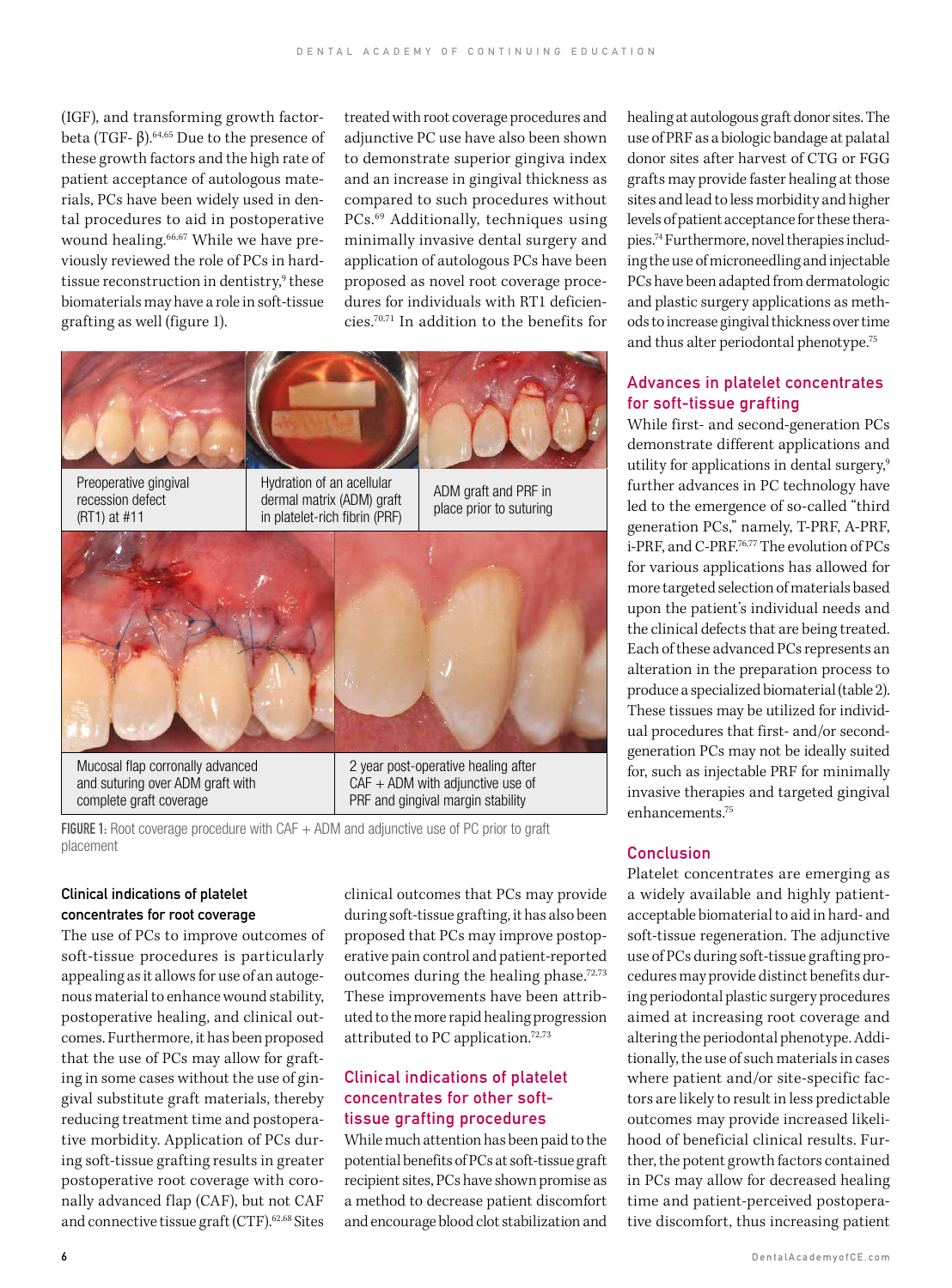(IGF), and transforming growth factor-beta (TGF- β).[64,65] Due to the presence of these growth factors and the high rate of patient acceptance of autologous materials, PCs have been widely used in dental procedures to aid in postoperative wound healing.[66,67] While we have previously reviewed the role of PCs in hard-tissue reconstruction in dentistry,[9] these biomaterials may have a role in soft-tissue grafting as well (figure 1).

Preoperative gingival recession defect (RT1) at #11

Hydration of an acellular dermal matrix (ADM) graft in platelet-rich fibrin (PRF)

ADM graft and PRF in place prior to suturing

Mucosal flap corronally advanced and suturing over ADM graft with complete graft coverage

2 year post-operative healing after CAF + ADM with adjunctive use of PRF and gingival margin stability

**FIGURE 1:** Root coverage procedure with CAF + ADM and adjunctive use of PC prior to graft placement

#### Clinical indications of platelet concentrates for root coverage

The use of PCs to improve outcomes of soft-tissue procedures is particularly appealing as it allows for use of an autogenous material to enhance wound stability, postoperative healing, and clinical outcomes. Furthermore, it has been proposed that the use of PCs may allow for grafting in some cases without the use of gingival substitute graft materials, thereby reducing treatment time and postoperative morbidity. Application of PCs during soft-tissue grafting results in greater postoperative root coverage with coronally advanced flap (CAF), but not CAF and connective tissue graft (CTF).[62,68] Sites treated with root coverage procedures and adjunctive PC use have also been shown to demonstrate superior gingiva index and an increase in gingival thickness as compared to such procedures without PCs.[69] Additionally, techniques using minimally invasive dental surgery and application of autologous PCs have been proposed as novel root coverage procedures for individuals with RT1 deficiencies.[70,71] In addition to the benefits for clinical outcomes that PCs may provide during soft-tissue grafting, it has also been proposed that PCs may improve postoperative pain control and patient-reported outcomes during the healing phase.[72,73] These improvements have been attributed to the more rapid healing progression attributed to PC application.[72,73]

## Clinical indications of platelet concentrates for other soft-tissue grafting procedures

While much attention has been paid to the potential benefits of PCs at soft-tissue graft recipient sites, PCs have shown promise as a method to decrease patient discomfort and encourage blood clot stabilization and healing at autologous graft donor sites. The use of PRF as a biologic bandage at palatal donor sites after harvest of CTG or FGG grafts may provide faster healing at those sites and lead to less morbidity and higher levels of patient acceptance for these therapies.[74] Furthermore, novel therapies including the use of microneedling and injectable PCs have been adapted from dermatologic and plastic surgery applications as methods to increase gingival thickness over time and thus alter periodontal phenotype.[75]

## Advances in platelet concentrates for soft-tissue grafting

While first- and second-generation PCs demonstrate different applications and utility for applications in dental surgery,[9] further advances in PC technology have led to the emergence of so-called "third generation PCs," namely, T-PRF, A-PRF, i-PRF, and C-PRF.[76,77] The evolution of PCs for various applications has allowed for more targeted selection of materials based upon the patient's individual needs and the clinical defects that are being treated. Each of these advanced PCs represents an alteration in the preparation process to produce a specialized biomaterial (table 2). These tissues may be utilized for individual procedures that first- and/or second-generation PCs may not be ideally suited for, such as injectable PRF for minimally invasive therapies and targeted gingival enhancements.[75]

## Conclusion

Platelet concentrates are emerging as a widely available and highly patient-acceptable biomaterial to aid in hard- and soft-tissue regeneration. The adjunctive use of PCs during soft-tissue grafting procedures may provide distinct benefits during periodontal plastic surgery procedures aimed at increasing root coverage and altering the periodontal phenotype. Additionally, the use of such materials in cases where patient and/or site-specific factors are likely to result in less predictable outcomes may provide increased likelihood of beneficial clinical results. Further, the potent growth factors contained in PCs may allow for decreased healing time and patient-perceived postoperative discomfort, thus increasing patient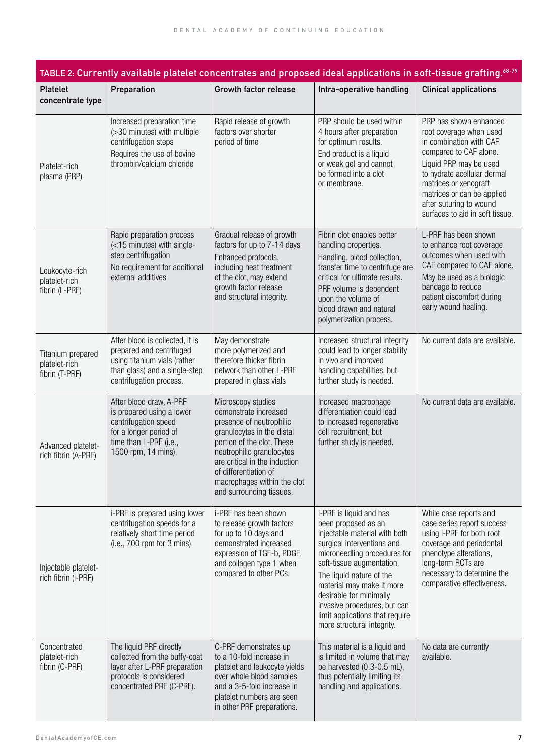TABLE 2: Currently available platelet concentrates and proposed ideal applications in soft-tissue grafting.[68-79]

| Platelet concentrate type | Preparation | Growth factor release | Intra-operative handling | Clinical applications |
|---|---|---|---|---|
| Platelet-rich plasma (PRP) | Increased preparation time (>30 minutes) with multiple centrifugation steps<br>Requires the use of bovine thrombin/calcium chloride | Rapid release of growth factors over shorter period of time | PRP should be used within 4 hours after preparation for optimum results.<br>End product is a liquid or weak gel and cannot be formed into a clot or membrane. | PRP has shown enhanced root coverage when used in combination with CAF compared to CAF alone.<br>Liquid PRP may be used to hydrate acellular dermal matrices or xenograft matrices or can be applied after suturing to wound surfaces to aid in soft tissue. |
| Leukocyte-rich platelet-rich fibrin (L-PRF) | Rapid preparation process (<15 minutes) with single-step centrifugation<br>No requirement for additional external additives | Gradual release of growth factors for up to 7-14 days<br>Enhanced protocols, including heat treatment of the clot, may extend growth factor release and structural integrity. | Fibrin clot enables better handling properties.<br>Handling, blood collection, transfer time to centrifuge are critical for ultimate results.<br>PRF volume is dependent upon the volume of blood drawn and natural polymerization process. | L-PRF has been shown to enhance root coverage outcomes when used with CAF compared to CAF alone.<br>May be used as a biologic bandage to reduce patient discomfort during early wound healing. |
| Titanium prepared platelet-rich fibrin (T-PRF) | After blood is collected, it is prepared and centrifuged using titanium vials (rather than glass) and a single-step centrifugation process. | May demonstrate more polymerized and therefore thicker fibrin network than other L-PRF prepared in glass vials | Increased structural integrity could lead to longer stability in vivo and improved handling capabilities, but further study is needed. | No current data are available. |
| Advanced platelet-rich fibrin (A-PRF) | After blood draw, A-PRF is prepared using a lower centrifugation speed for a longer period of time than L-PRF (i.e., 1500 rpm, 14 mins). | Microscopy studies demonstrate increased presence of neutrophilic granulocytes in the distal portion of the clot. These neutrophilic granulocytes are critical in the induction of differentiation of macrophages within the clot and surrounding tissues. | Increased macrophage differentiation could lead to increased regenerative cell recruitment, but further study is needed. | No current data are available. |
| Injectable platelet-rich fibrin (i-PRF) | i-PRF is prepared using lower centrifugation speeds for a relatively short time period (i.e., 700 rpm for 3 mins). | i-PRF has been shown to release growth factors for up to 10 days and demonstrated increased expression of TGF-b, PDGF, and collagen type 1 when compared to other PCs. | i-PRF is liquid and has been proposed as an injectable material with both surgical interventions and microneedling procedures for soft-tissue augmentation.<br>The liquid nature of the material may make it more desirable for minimally invasive procedures, but can limit applications that require more structural integrity. | While case reports and case series report success using i-PRF for both root coverage and periodontal phenotype alterations, long-term RCTs are necessary to determine the comparative effectiveness. |
| Concentrated platelet-rich fibrin (C-PRF) | The liquid PRF directly collected from the buffy-coat layer after L-PRF preparation protocols is considered concentrated PRF (C-PRF). | C-PRF demonstrates up to a 10-fold increase in platelet and leukocyte yields over whole blood samples and a 3-5-fold increase in platelet numbers are seen in other PRF preparations. | This material is a liquid and is limited in volume that may be harvested (0.3-0.5 mL), thus potentially limiting its handling and applications. | No data are currently available. |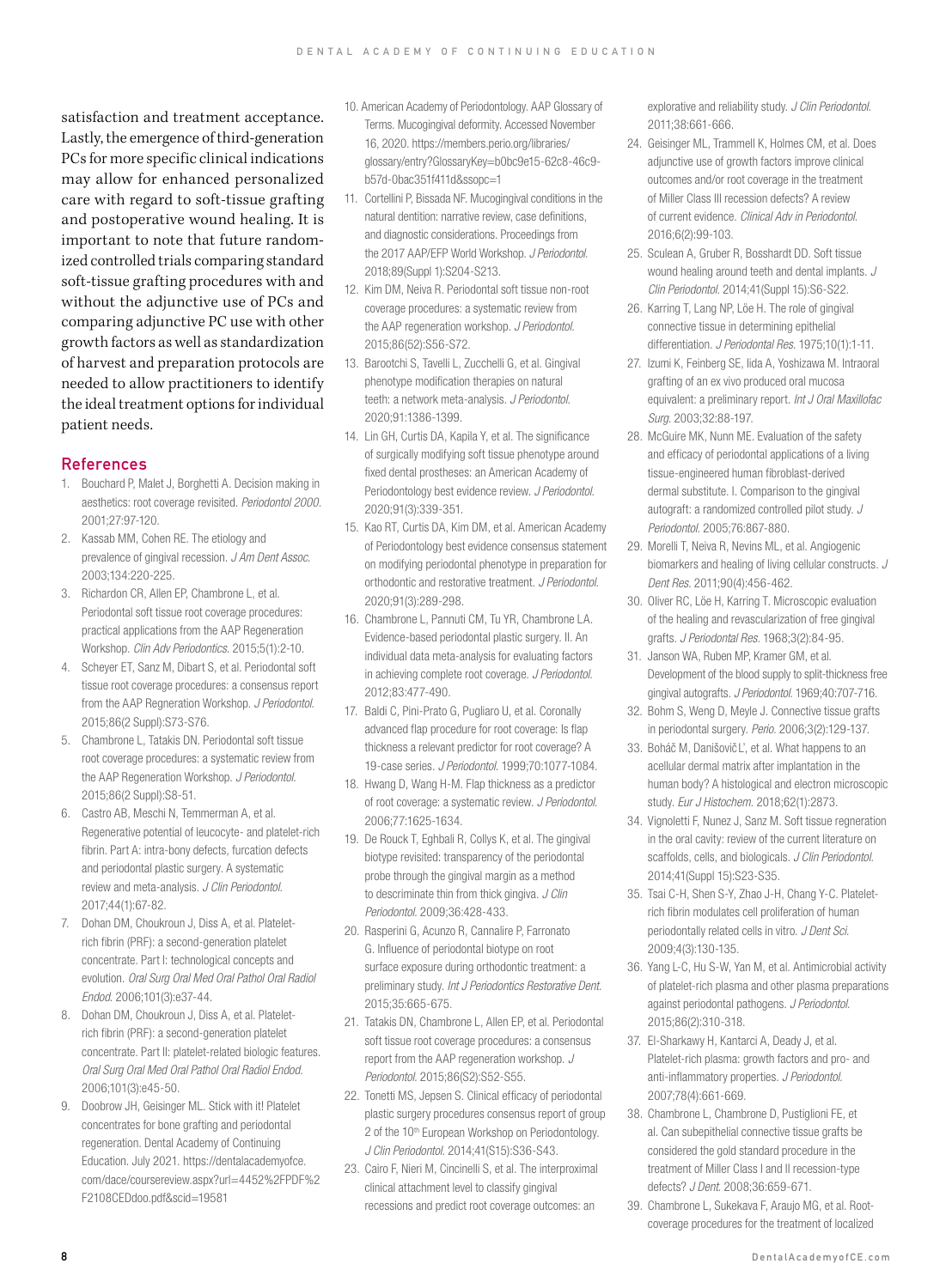satisfaction and treatment acceptance. Lastly, the emergence of third-generation PCs for more specific clinical indications may allow for enhanced personalized care with regard to soft-tissue grafting and postoperative wound healing. It is important to note that future randomized controlled trials comparing standard soft-tissue grafting procedures with and without the adjunctive use of PCs and comparing adjunctive PC use with other growth factors as well as standardization of harvest and preparation protocols are needed to allow practitioners to identify the ideal treatment options for individual patient needs.

## References

1. Bouchard P, Malet J, Borghetti A. Decision making in aesthetics: root coverage revisited. *Periodontol 2000.* 2001;27:97-120.
2. Kassab MM, Cohen RE. The etiology and prevalence of gingival recession. *J Am Dent Assoc.* 2003;134:220-225.
3. Richardon CR, Allen EP, Chambrone L, et al. Periodontal soft tissue root coverage procedures: practical applications from the AAP Regeneration Workshop. *Clin Adv Periodontics.* 2015;5(1):2-10.
4. Scheyer ET, Sanz M, Dibart S, et al. Periodontal soft tissue root coverage procedures: a consensus report from the AAP Regneration Workshop. *J Periodontol.* 2015;86(2 Suppl):S73-S76.
5. Chambrone L, Tatakis DN. Periodontal soft tissue root coverage procedures: a systematic review from the AAP Regeneration Workshop. *J Periodontol.* 2015;86(2 Suppl):S8-51.
6. Castro AB, Meschi N, Temmerman A, et al. Regenerative potential of leucocyte- and platelet-rich fibrin. Part A: intra-bony defects, furcation defects and periodontal plastic surgery. A systematic review and meta-analysis. *J Clin Periodontol.* 2017;44(1):67-82.
7. Dohan DM, Choukroun J, Diss A, et al. Platelet-rich fibrin (PRF): a second-generation platelet concentrate. Part I: technological concepts and evolution. *Oral Surg Oral Med Oral Pathol Oral Radiol Endod.* 2006;101(3):e37-44.
8. Dohan DM, Choukroun J, Diss A, et al. Platelet-rich fibrin (PRF): a second-generation platelet concentrate. Part II: platelet-related biologic features. *Oral Surg Oral Med Oral Pathol Oral Radiol Endod.* 2006;101(3):e45-50.
9. Doobrow JH, Geisinger ML. Stick with it! Platelet concentrates for bone grafting and periodontal regeneration. Dental Academy of Continuing Education. July 2021. https://dentalacademyofce.com/dace/coursereview.aspx?url=4452%2FPDF%2F2108CEDdoo.pdf&scid=19581
10. American Academy of Periodontology. AAP Glossary of Terms. Mucogingival deformity. Accessed November 16, 2020. https://members.perio.org/libraries/glossary/entry?GlossaryKey=b0bc9e15-62c8-46c9-b57d-0bac351f411d&ssopc=1
11. Cortellini P, Bissada NF. Mucogingival conditions in the natural dentition: narrative review, case definitions, and diagnostic considerations. Proceedings from the 2017 AAP/EFP World Workshop. *J Periodontol.* 2018;89(Suppl 1):S204-S213.
12. Kim DM, Neiva R. Periodontal soft tissue non-root coverage procedures: a systematic review from the AAP regeneration workshop. *J Periodontol.* 2015;86(52):S56-S72.
13. Barootchi S, Tavelli L, Zucchelli G, et al. Gingival phenotype modification therapies on natural teeth: a network meta-analysis. *J Periodontol.* 2020;91:1386-1399.
14. Lin GH, Curtis DA, Kapila Y, et al. The significance of surgically modifying soft tissue phenotype around fixed dental prostheses: an American Academy of Periodontology best evidence review. *J Periodontol.* 2020;91(3):339-351.
15. Kao RT, Curtis DA, Kim DM, et al. American Academy of Periodontology best evidence consensus statement on modifying periodontal phenotype in preparation for orthodontic and restorative treatment. *J Periodontol.* 2020;91(3):289-298.
16. Chambrone L, Pannuti CM, Tu YR, Chambrone LA. Evidence-based periodontal plastic surgery. II. An individual data meta-analysis for evaluating factors in achieving complete root coverage. *J Periodontol.* 2012;83:477-490.
17. Baldi C, Pini-Prato G, Pugliaro U, et al. Coronally advanced flap procedure for root coverage: Is flap thickness a relevant predictor for root coverage? A 19-case series. *J Periodontol.* 1999;70:1077-1084.
18. Hwang D, Wang H-M. Flap thickness as a predictor of root coverage: a systematic review. *J Periodontol.* 2006;77:1625-1634.
19. De Rouck T, Eghbali R, Collys K, et al. The gingival biotype revisited: transparency of the periodontal probe through the gingival margin as a method to descriminate thin from thick gingiva. *J Clin Periodontol.* 2009;36:428-433.
20. Rasperini G, Acunzo R, Cannalire P, Farronato G. Influence of periodontal biotype on root surface exposure during orthodontic treatment: a preliminary study. *Int J Periodontics Restorative Dent.* 2015;35:665-675.
21. Tatakis DN, Chambrone L, Allen EP, et al. Periodontal soft tissue root coverage procedures: a consensus report from the AAP regeneration workshop. *J Periodontol.* 2015;86(S2):S52-S55.
22. Tonetti MS, Jepsen S. Clinical efficacy of periodontal plastic surgery procedures consensus report of group 2 of the 10th European Workshop on Periodontology. *J Clin Periodontol.* 2014;41(S15):S36-S43.
23. Cairo F, Nieri M, Cincinelli S, et al. The interproximal clinical attachment level to classify gingival recessions and predict root coverage outcomes: an explorative and reliability study. *J Clin Periodontol.* 2011;38:661-666.
24. Geisinger ML, Trammell K, Holmes CM, et al. Does adjunctive use of growth factors improve clinical outcomes and/or root coverage in the treatment of Miller Class III recession defects? A review of current evidence. *Clinical Adv in Periodontol.* 2016;6(2):99-103.
25. Sculean A, Gruber R, Bosshardt DD. Soft tissue wound healing around teeth and dental implants. *J Clin Periodontol.* 2014;41(Suppl 15):S6-S22.
26. Karring T, Lang NP, Löe H. The role of gingival connective tissue in determining epithelial differentiation. *J Periodontal Res.* 1975;10(1):1-11.
27. Izumi K, Feinberg SE, Iida A, Yoshizawa M. Intraoral grafting of an ex vivo produced oral mucosa equivalent: a preliminary report. *Int J Oral Maxillofac Surg.* 2003;32:88-197.
28. McGuire MK, Nunn ME. Evaluation of the safety and efficacy of periodontal applications of a living tissue-engineered human fibroblast-derived dermal substitute. I. Comparison to the gingival autograft: a randomized controlled pilot study. *J Periodontol.* 2005;76:867-880.
29. Morelli T, Neiva R, Nevins ML, et al. Angiogenic biomarkers and healing of living cellular constructs. *J Dent Res.* 2011;90(4):456-462.
30. Oliver RC, Löe H, Karring T. Microscopic evaluation of the healing and revascularization of free gingival grafts. *J Periodontal Res.* 1968;3(2):84-95.
31. Janson WA, Ruben MP, Kramer GM, et al. Development of the blood supply to split-thickness free gingival autografts. *J Periodontol.* 1969;40:707-716.
32. Bohm S, Weng D, Meyle J. Connective tissue grafts in periodontal surgery. *Perio.* 2006;3(2):129-137.
33. Boháč M, Danišovič L', et al. What happens to an acellular dermal matrix after implantation in the human body? A histological and electron microscopic study. *Eur J Histochem.* 2018;62(1):2873.
34. Vignoletti F, Nunez J, Sanz M. Soft tissue regneration in the oral cavity: review of the current literature on scaffolds, cells, and biologicals. *J Clin Periodontol.* 2014;41(Suppl 15):S23-S35.
35. Tsai C-H, Shen S-Y, Zhao J-H, Chang Y-C. Platelet-rich fibrin modulates cell proliferation of human periodontally related cells in vitro. *J Dent Sci.* 2009;4(3):130-135.
36. Yang L-C, Hu S-W, Yan M, et al. Antimicrobial activity of platelet-rich plasma and other plasma preparations against periodontal pathogens. *J Periodontol.* 2015;86(2):310-318.
37. El-Sharkawy H, Kantarci A, Deady J, et al. Platelet-rich plasma: growth factors and pro- and anti-inflammatory properties. *J Periodontol.* 2007;78(4):661-669.
38. Chambrone L, Chambrone D, Pustiglioni FE, et al. Can subepithelial connective tissue grafts be considered the gold standard procedure in the treatment of Miller Class I and II recession-type defects? *J Dent.* 2008;36:659-671.
39. Chambrone L, Sukekava F, Araujo MG, et al. Root-coverage procedures for the treatment of localized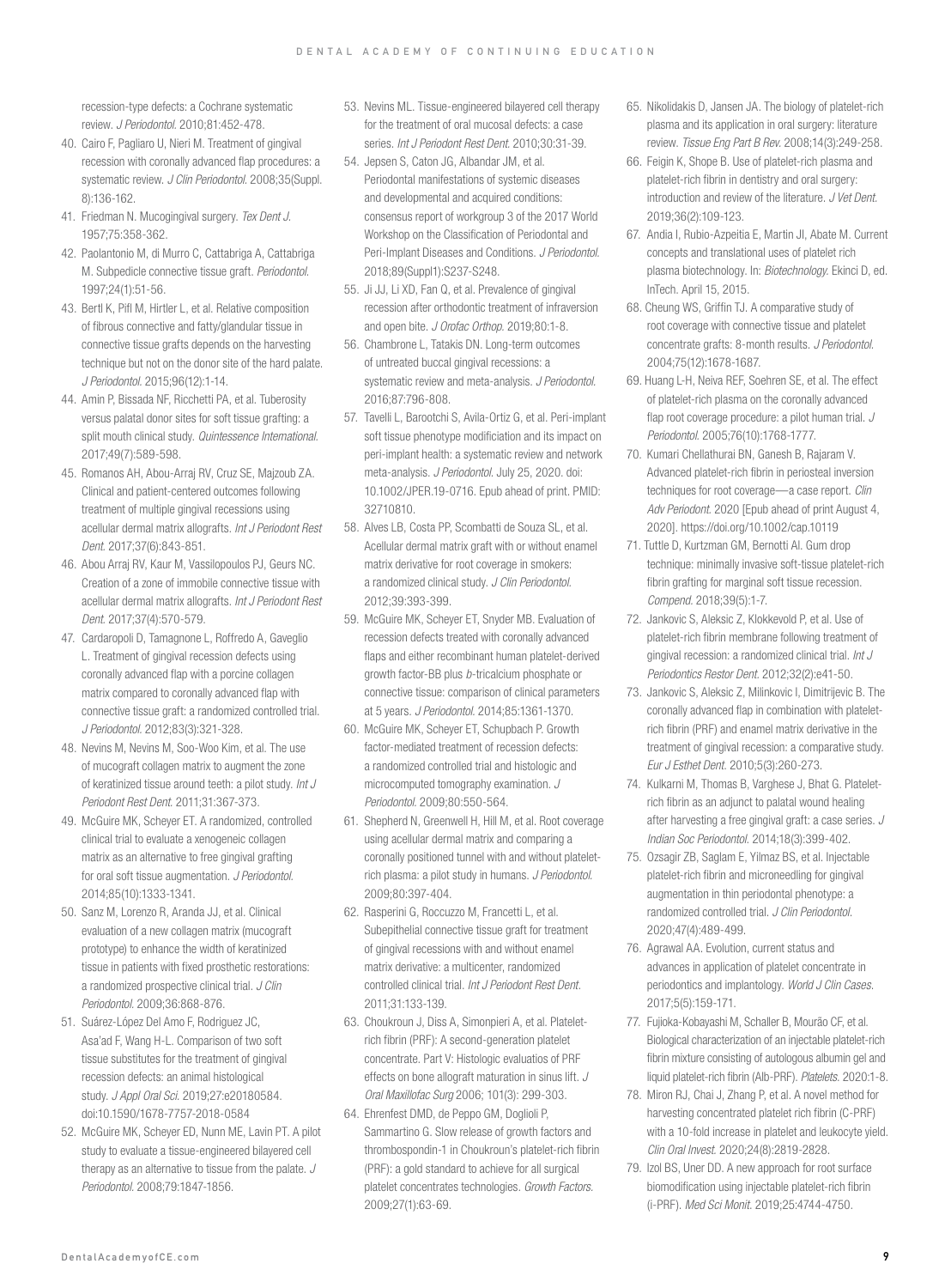recession-type defects: a Cochrane systematic review. *J Periodontol.* 2010;81:452-478.

40. Cairo F, Pagliaro U, Nieri M. Treatment of gingival recession with coronally advanced flap procedures: a systematic review. *J Clin Periodontol.* 2008;35(Suppl. 8):136-162.
41. Friedman N. Mucogingival surgery. *Tex Dent J.* 1957;75:358-362.
42. Paolantonio M, di Murro C, Cattabriga A, Cattabriga M. Subpedicle connective tissue graft. *Periodontol.* 1997;24(1):51-56.
43. Bertl K, Pifl M, Hirtler L, et al. Relative composition of fibrous connective and fatty/glandular tissue in connective tissue grafts depends on the harvesting technique but not on the donor site of the hard palate. *J Periodontol.* 2015;96(12):1-14.
44. Amin P, Bissada NF, Ricchetti PA, et al. Tuberosity versus palatal donor sites for soft tissue grafting: a split mouth clinical study. *Quintessence International.* 2017;49(7):589-598.
45. Romanos AH, Abou-Arraj RV, Cruz SE, Majzoub ZA. Clinical and patient-centered outcomes following treatment of multiple gingival recessions using acellular dermal matrix allografts. *Int J Periodont Rest Dent.* 2017;37(6):843-851.
46. Abou Arraj RV, Kaur M, Vassilopoulos PJ, Geurs NC. Creation of a zone of immobile connective tissue with acellular dermal matrix allografts. *Int J Periodont Rest Dent.* 2017;37(4):570-579.
47. Cardaropoli D, Tamagnone L, Roffredo A, Gaveglio L. Treatment of gingival recession defects using coronally advanced flap with a porcine collagen matrix compared to coronally advanced flap with connective tissue graft: a randomized controlled trial. *J Periodontol.* 2012;83(3):321-328.
48. Nevins M, Nevins M, Soo-Woo Kim, et al. The use of mucograft collagen matrix to augment the zone of keratinized tissue around teeth: a pilot study. *Int J Periodont Rest Dent.* 2011;31:367-373.
49. McGuire MK, Scheyer ET. A randomized, controlled clinical trial to evaluate a xenogeneic collagen matrix as an alternative to free gingival grafting for oral soft tissue augmentation. *J Periodontol.* 2014;85(10):1333-1341.
50. Sanz M, Lorenzo R, Aranda JJ, et al. Clinical evaluation of a new collagen matrix (mucograft prototype) to enhance the width of keratinized tissue in patients with fixed prosthetic restorations: a randomized prospective clinical trial. *J Clin Periodontol.* 2009;36:868-876.
51. Suárez-López Del Amo F, Rodriguez JC, Asa'ad F, Wang H-L. Comparison of two soft tissue substitutes for the treatment of gingival recession defects: an animal histological study. *J Appl Oral Sci.* 2019;27:e20180584. doi:10.1590/1678-7757-2018-0584
52. McGuire MK, Scheyer ED, Nunn ME, Lavin PT. A pilot study to evaluate a tissue-engineered bilayered cell therapy as an alternative to tissue from the palate. *J Periodontol.* 2008;79:1847-1856.
53. Nevins ML. Tissue-engineered bilayered cell therapy for the treatment of oral mucosal defects: a case series. *Int J Periodont Rest Dent.* 2010;30:31-39.
54. Jepsen S, Caton JG, Albandar JM, et al. Periodontal manifestations of systemic diseases and developmental and acquired conditions: consensus report of workgroup 3 of the 2017 World Workshop on the Classification of Periodontal and Peri-Implant Diseases and Conditions. *J Periodontol.* 2018;89(Suppl1):S237-S248.
55. Ji JJ, Li XD, Fan Q, et al. Prevalence of gingival recession after orthodontic treatment of infraversion and open bite. *J Orofac Orthop.* 2019;80:1-8.
56. Chambrone L, Tatakis DN. Long-term outcomes of untreated buccal gingival recessions: a systematic review and meta-analysis. *J Periodontol.* 2016;87:796-808.
57. Tavelli L, Barootchi S, Avila-Ortiz G, et al. Peri-implant soft tissue phenotype modificiation and its impact on peri-implant health: a systematic review and network meta-analysis. *J Periodontol.* July 25, 2020. doi: 10.1002/JPER.19-0716. Epub ahead of print. PMID: 32710810.
58. Alves LB, Costa PP, Scombatti de Souza SL, et al. Acellular dermal matrix graft with or without enamel matrix derivative for root coverage in smokers: a randomized clinical study. *J Clin Periodontol.* 2012;39:393-399.
59. McGuire MK, Scheyer ET, Snyder MB. Evaluation of recession defects treated with coronally advanced flaps and either recombinant human platelet-derived growth factor-BB plus *b*-tricalcium phosphate or connective tissue: comparison of clinical parameters at 5 years. *J Periodontol.* 2014;85:1361-1370.
60. McGuire MK, Scheyer ET, Schupbach P. Growth factor-mediated treatment of recession defects: a randomized controlled trial and histologic and microcomputed tomography examination. *J Periodontol.* 2009;80:550-564.
61. Shepherd N, Greenwell H, Hill M, et al. Root coverage using acellular dermal matrix and comparing a coronally positioned tunnel with and without platelet-rich plasma: a pilot study in humans. *J Periodontol.* 2009;80:397-404.
62. Rasperini G, Roccuzzo M, Francetti L, et al. Subepithelial connective tissue graft for treatment of gingival recessions with and without enamel matrix derivative: a multicenter, randomized controlled clinical trial. *Int J Periodont Rest Dent.* 2011;31:133-139.
63. Choukroun J, Diss A, Simonpieri A, et al. Platelet-rich fibrin (PRF): A second-generation platelet concentrate. Part V: Histologic evaluatios of PRF effects on bone allograft maturation in sinus lift. *J Oral Maxillofac Surg* 2006; 101(3): 299-303.
64. Ehrenfest DMD, de Peppo GM, Doglioli P, Sammartino G. Slow release of growth factors and thrombospondin-1 in Choukroun's platelet-rich fibrin (PRF): a gold standard to achieve for all surgical platelet concentrates technologies. *Growth Factors.* 2009;27(1):63-69.
65. Nikolidakis D, Jansen JA. The biology of platelet-rich plasma and its application in oral surgery: literature review. *Tissue Eng Part B Rev.* 2008;14(3):249-258.
66. Feigin K, Shope B. Use of platelet-rich plasma and platelet-rich fibrin in dentistry and oral surgery: introduction and review of the literature. *J Vet Dent.* 2019;36(2):109-123.
67. Andia I, Rubio-Azpeitia E, Martin JI, Abate M. Current concepts and translational uses of platelet rich plasma biotechnology. In: *Biotechnology.* Ekinci D, ed. InTech. April 15, 2015.
68. Cheung WS, Griffin TJ. A comparative study of root coverage with connective tissue and platelet concentrate grafts: 8-month results. *J Periodontol.* 2004;75(12):1678-1687.
69. Huang L-H, Neiva REF, Soehren SE, et al. The effect of platelet-rich plasma on the coronally advanced flap root coverage procedure: a pilot human trial. *J Periodontol.* 2005;76(10):1768-1777.
70. Kumari Chellathurai BN, Ganesh B, Rajaram V. Advanced platelet-rich fibrin in periosteal inversion techniques for root coverage—a case report. *Clin Adv Periodont.* 2020 [Epub ahead of print August 4, 2020]. https://doi.org/10.1002/cap.10119
71. Tuttle D, Kurtzman GM, Bernotti Al. Gum drop technique: minimally invasive soft-tissue platelet-rich fibrin grafting for marginal soft tissue recession. *Compend.* 2018;39(5):1-7.
72. Jankovic S, Aleksic Z, Klokkevold P, et al. Use of platelet-rich fibrin membrane following treatment of gingival recession: a randomized clinical trial. *Int J Periodontics Restor Dent.* 2012;32(2):e41-50.
73. Jankovic S, Aleksic Z, Milinkovic I, Dimitrijevic B. The coronally advanced flap in combination with platelet-rich fibrin (PRF) and enamel matrix derivative in the treatment of gingival recession: a comparative study. *Eur J Esthet Dent.* 2010;5(3):260-273.
74. Kulkarni M, Thomas B, Varghese J, Bhat G. Platelet-rich fibrin as an adjunct to palatal wound healing after harvesting a free gingival graft: a case series. *J Indian Soc Periodontol.* 2014;18(3):399-402.
75. Ozsagir ZB, Saglam E, Yilmaz BS, et al. Injectable platelet-rich fibrin and microneedling for gingival augmentation in thin periodontal phenotype: a randomized controlled trial. *J Clin Periodontol.* 2020;47(4):489-499.
76. Agrawal AA. Evolution, current status and advances in application of platelet concentrate in periodontics and implantology. *World J Clin Cases.* 2017;5(5):159-171.
77. Fujioka-Kobayashi M, Schaller B, Mourão CF, et al. Biological characterization of an injectable platelet-rich fibrin mixture consisting of autologous albumin gel and liquid platelet-rich fibrin (Alb-PRF). *Platelets.* 2020:1-8.
78. Miron RJ, Chai J, Zhang P, et al. A novel method for harvesting concentrated platelet rich fibrin (C-PRF) with a 10-fold increase in platelet and leukocyte yield. *Clin Oral Invest.* 2020;24(8):2819-2828.
79. Izol BS, Uner DD. A new approach for root surface biomodification using injectable platelet-rich fibrin (i-PRF). *Med Sci Monit.* 2019;25:4744-4750.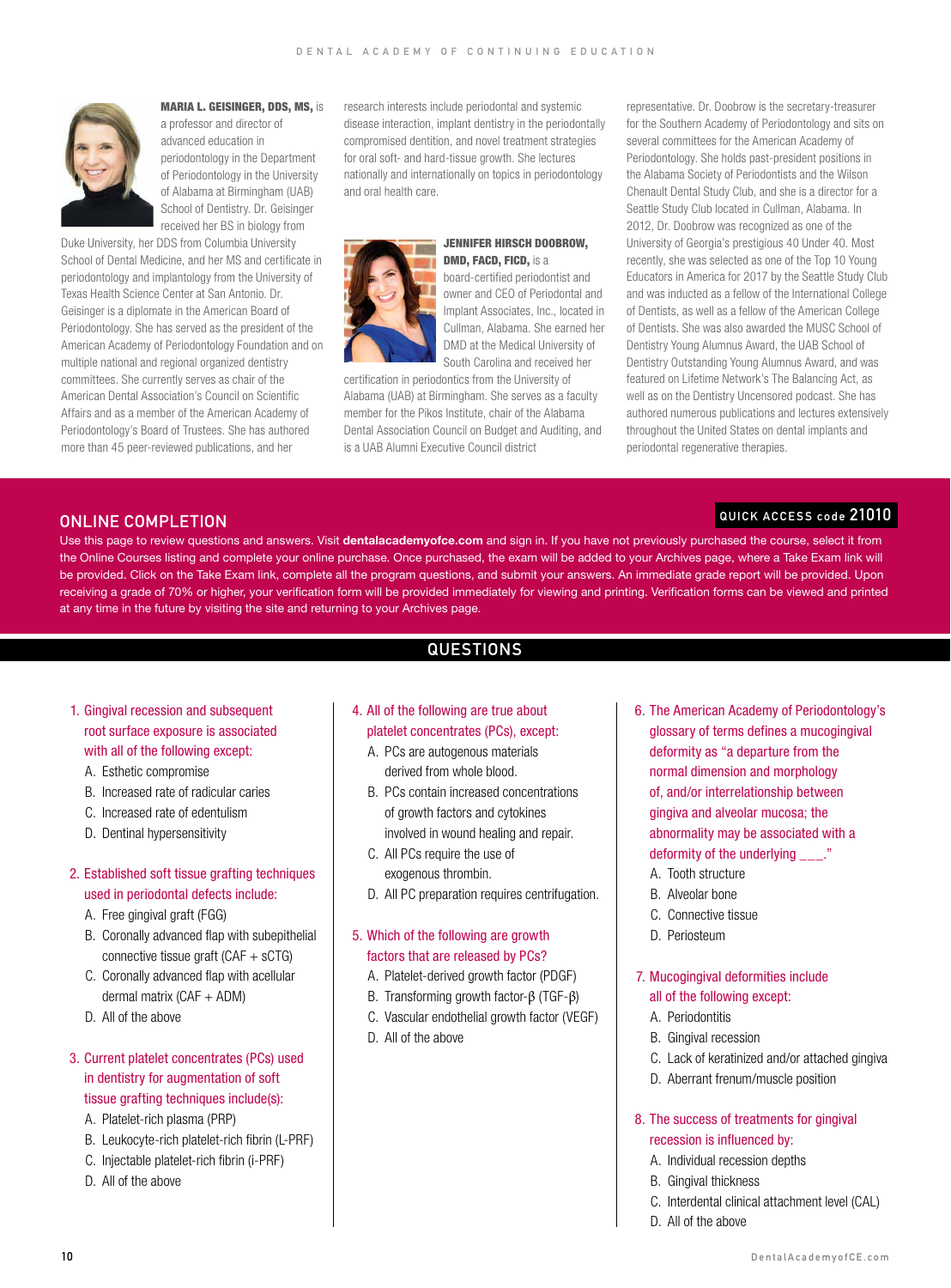**MARIA L. GEISINGER, DDS, MS,** is a professor and director of advanced education in periodontology in the Department of Periodontology in the University of Alabama at Birmingham (UAB) School of Dentistry. Dr. Geisinger received her BS in biology from Duke University, her DDS from Columbia University School of Dental Medicine, and her MS and certificate in periodontology and implantology from the University of Texas Health Science Center at San Antonio. Dr. Geisinger is a diplomate in the American Board of Periodontology. She has served as the president of the American Academy of Periodontology Foundation and on multiple national and regional organized dentistry committees. She currently serves as chair of the American Dental Association's Council on Scientific Affairs and as a member of the American Academy of Periodontology's Board of Trustees. She has authored more than 45 peer-reviewed publications, and her research interests include periodontal and systemic disease interaction, implant dentistry in the periodontally compromised dentition, and novel treatment strategies for oral soft- and hard-tissue growth. She lectures nationally and internationally on topics in periodontology and oral health care.

**JENNIFER HIRSCH DOOBROW, DMD, FACD, FICD,** is a board-certified periodontist and owner and CEO of Periodontal and Implant Associates, Inc., located in Cullman, Alabama. She earned her DMD at the Medical University of South Carolina and received her certification in periodontics from the University of Alabama (UAB) at Birmingham. She serves as a faculty member for the Pikos Institute, chair of the Alabama Dental Association Council on Budget and Auditing, and is a UAB Alumni Executive Council district representative. Dr. Doobrow is the secretary-treasurer for the Southern Academy of Periodontists and sits on several committees for the American Academy of Periodontology. She holds past-president positions in the Alabama Society of Periodontists and the Wilson Chenault Dental Study Club, and she is a director for a Seattle Study Club located in Cullman, Alabama. In 2012, Dr. Doobrow was recognized as one of the University of Georgia's prestigious 40 Under 40. Most recently, she was selected as one of the Top 10 Young Educators in America for 2017 by the Seattle Study Club and was inducted as a fellow of the International College of Dentists, as well as a fellow of the American College of Dentists. She was also awarded the MUSC School of Dentistry Young Alumnus Award, the UAB School of Dentistry Outstanding Young Alumnus Award, and was featured on Lifetime Network's The Balancing Act, as well as on the Dentistry Uncensored podcast. She has authored numerous publications and lectures extensively throughout the United States on dental implants and periodontal regenerative therapies.

## ONLINE COMPLETION

**QUICK ACCESS code 21010**

Use this page to review questions and answers. Visit **dentalacademyofce.com** and sign in. If you have not previously purchased the course, select it from the Online Courses listing and complete your online purchase. Once purchased, the exam will be added to your Archives page, where a Take Exam link will be provided. Click on the Take Exam link, complete all the program questions, and submit your answers. An immediate grade report will be provided. Upon receiving a grade of 70% or higher, your verification form will be provided immediately for viewing and printing. Verification forms can be viewed and printed at any time in the future by visiting the site and returning to your Archives page.

## QUESTIONS

1. Gingival recession and subsequent root surface exposure is associated with all of the following except:
   - A. Esthetic compromise
   - B. Increased rate of radicular caries
   - C. Increased rate of edentulism
   - D. Dentinal hypersensitivity

2. Established soft tissue grafting techniques used in periodontal defects include:
   - A. Free gingival graft (FGG)
   - B. Coronally advanced flap with subepithelial connective tissue graft (CAF + sCTG)
   - C. Coronally advanced flap with acellular dermal matrix (CAF + ADM)
   - D. All of the above

3. Current platelet concentrates (PCs) used in dentistry for augmentation of soft tissue grafting techniques include(s):
   - A. Platelet-rich plasma (PRP)
   - B. Leukocyte-rich platelet-rich fibrin (L-PRF)
   - C. Injectable platelet-rich fibrin (i-PRF)
   - D. All of the above

4. All of the following are true about platelet concentrates (PCs), except:
   - A. PCs are autogenous materials derived from whole blood.
   - B. PCs contain increased concentrations of growth factors and cytokines involved in wound healing and repair.
   - C. All PCs require the use of exogenous thrombin.
   - D. All PC preparation requires centrifugation.

5. Which of the following are growth factors that are released by PCs?
   - A. Platelet-derived growth factor (PDGF)
   - B. Transforming growth factor-β (TGF-β)
   - C. Vascular endothelial growth factor (VEGF)
   - D. All of the above

6. The American Academy of Periodontology's glossary of terms defines a mucogingival deformity as "a departure from the normal dimension and morphology of, and/or interrelationship between gingiva and alveolar mucosa; the abnormality may be associated with a deformity of the underlying ___."
   - A. Tooth structure
   - B. Alveolar bone
   - C. Connective tissue
   - D. Periosteum

7. Mucogingival deformities include all of the following except:
   - A. Periodontitis
   - B. Gingival recession
   - C. Lack of keratinized and/or attached gingiva
   - D. Aberrant frenum/muscle position

8. The success of treatments for gingival recession is influenced by:
   - A. Individual recession depths
   - B. Gingival thickness
   - C. Interdental clinical attachment level (CAL)
   - D. All of the above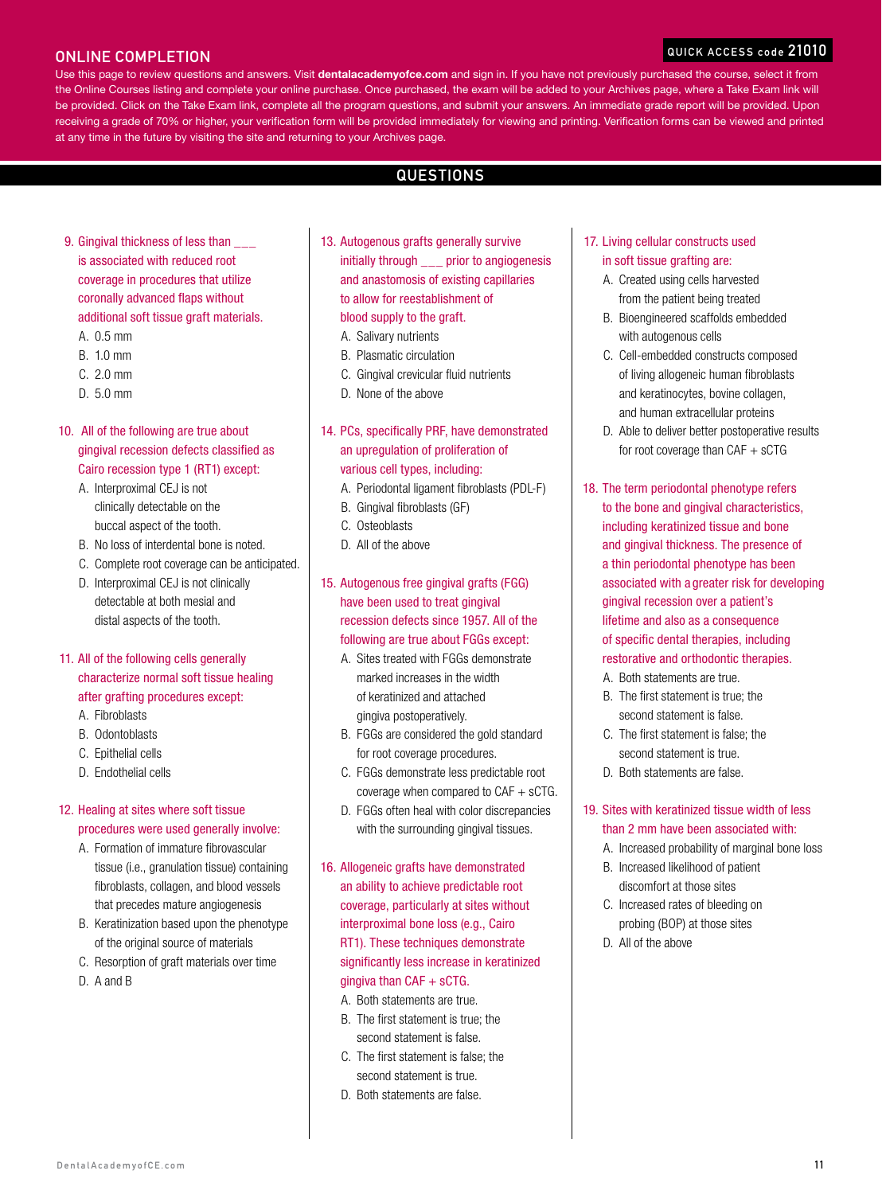## ONLINE COMPLETION

**QUICK ACCESS code 21010**

Use this page to review questions and answers. Visit **dentalacademyofce.com** and sign in. If you have not previously purchased the course, select it from the Online Courses listing and complete your online purchase. Once purchased, the exam will be added to your Archives page, where a Take Exam link will be provided. Click on the Take Exam link, complete all the program questions, and submit your answers. An immediate grade report will be provided. Upon receiving a grade of 70% or higher, your verification form will be provided immediately for viewing and printing. Verification forms can be viewed and printed at any time in the future by visiting the site and returning to your Archives page.

## QUESTIONS

9. Gingival thickness of less than ___ is associated with reduced root coverage in procedures that utilize coronally advanced flaps without additional soft tissue graft materials.
   - A. 0.5 mm
   - B. 1.0 mm
   - C. 2.0 mm
   - D. 5.0 mm

10. All of the following are true about gingival recession defects classified as Cairo recession type 1 (RT1) except:
    - A. Interproximal CEJ is not clinically detectable on the buccal aspect of the tooth.
    - B. No loss of interdental bone is noted.
    - C. Complete root coverage can be anticipated.
    - D. Interproximal CEJ is not clinically detectable at both mesial and distal aspects of the tooth.

11. All of the following cells generally characterize normal soft tissue healing after grafting procedures except:
    - A. Fibroblasts
    - B. Odontoblasts
    - C. Epithelial cells
    - D. Endothelial cells

12. Healing at sites where soft tissue procedures were used generally involve:
    - A. Formation of immature fibrovascular tissue (i.e., granulation tissue) containing fibroblasts, collagen, and blood vessels that precedes mature angiogenesis
    - B. Keratinization based upon the phenotype of the original source of materials
    - C. Resorption of graft materials over time
    - D. A and B

13. Autogenous grafts generally survive initially through ___ prior to angiogenesis and anastomosis of existing capillaries to allow for reestablishment of blood supply to the graft.
    - A. Salivary nutrients
    - B. Plasmatic circulation
    - C. Gingival crevicular fluid nutrients
    - D. None of the above

14. PCs, specifically PRF, have demonstrated an upregulation of proliferation of various cell types, including:
    - A. Periodontal ligament fibroblasts (PDL-F)
    - B. Gingival fibroblasts (GF)
    - C. Osteoblasts
    - D. All of the above

15. Autogenous free gingival grafts (FGG) have been used to treat gingival recession defects since 1957. All of the following are true about FGGs except:
    - A. Sites treated with FGGs demonstrate marked increases in the width of keratinized and attached gingiva postoperatively.
    - B. FGGs are considered the gold standard for root coverage procedures.
    - C. FGGs demonstrate less predictable root coverage when compared to CAF + sCTG.
    - D. FGGs often heal with color discrepancies with the surrounding gingival tissues.

16. Allogeneic grafts have demonstrated an ability to achieve predictable root coverage, particularly at sites without interproximal bone loss (e.g., Cairo RT1). These techniques demonstrate significantly less increase in keratinized gingiva than CAF + sCTG.
    - A. Both statements are true.
    - B. The first statement is true; the second statement is false.
    - C. The first statement is false; the second statement is true.
    - D. Both statements are false.

17. Living cellular constructs used in soft tissue grafting are:
    - A. Created using cells harvested from the patient being treated
    - B. Bioengineered scaffolds embedded with autogenous cells
    - C. Cell-embedded constructs composed of living allogeneic human fibroblasts and keratinocytes, bovine collagen, and human extracellular proteins
    - D. Able to deliver better postoperative results for root coverage than CAF + sCTG

18. The term periodontal phenotype refers to the bone and gingival characteristics, including keratinized tissue and bone and gingival thickness. The presence of a thin periodontal phenotype has been associated with a greater risk for developing gingival recession over a patient's lifetime and also as a consequence of specific dental therapies, including restorative and orthodontic therapies.
    - A. Both statements are true.
    - B. The first statement is true; the second statement is false.
    - C. The first statement is false; the second statement is true.
    - D. Both statements are false.

19. Sites with keratinized tissue width of less than 2 mm have been associated with:
    - A. Increased probability of marginal bone loss
    - B. Increased likelihood of patient discomfort at those sites
    - C. Increased rates of bleeding on probing (BOP) at those sites
    - D. All of the above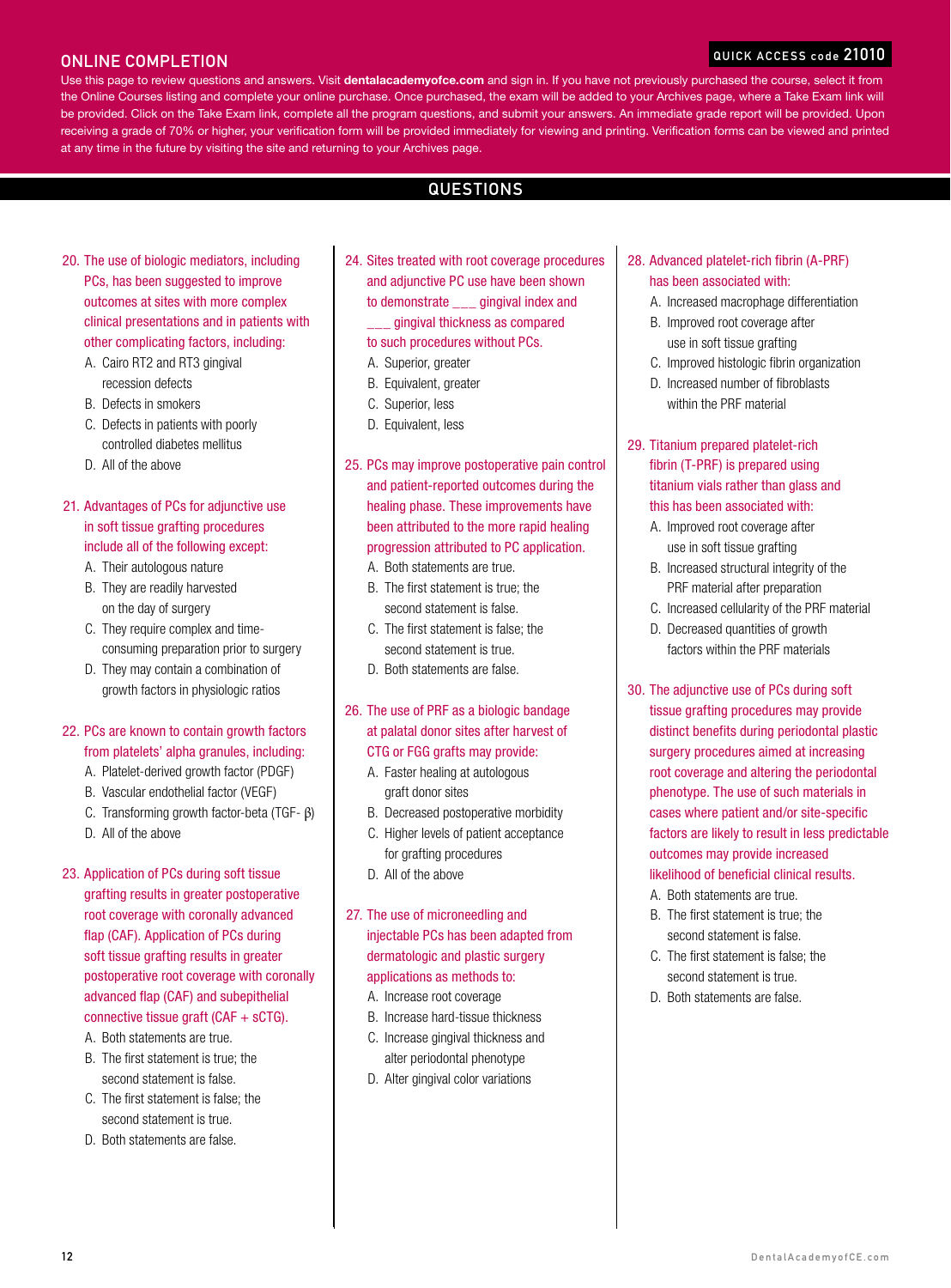## ONLINE COMPLETION

**QUICK ACCESS code 21010**

Use this page to review questions and answers. Visit **dentalacademyofce.com** and sign in. If you have not previously purchased the course, select it from the Online Courses listing and complete your online purchase. Once purchased, the exam will be added to your Archives page, where a Take Exam link will be provided. Click on the Take Exam link, complete all the program questions, and submit your answers. An immediate grade report will be provided. Upon receiving a grade of 70% or higher, your verification form will be provided immediately for viewing and printing. Verification forms can be viewed and printed at any time in the future by visiting the site and returning to your Archives page.

## QUESTIONS

20. The use of biologic mediators, including PCs, has been suggested to improve outcomes at sites with more complex clinical presentations and in patients with other complicating factors, including:
    - A. Cairo RT2 and RT3 gingival recession defects
    - B. Defects in smokers
    - C. Defects in patients with poorly controlled diabetes mellitus
    - D. All of the above

21. Advantages of PCs for adjunctive use in soft tissue grafting procedures include all of the following except:
    - A. Their autologous nature
    - B. They are readily harvested on the day of surgery
    - C. They require complex and time-consuming preparation prior to surgery
    - D. They may contain a combination of growth factors in physiologic ratios

22. PCs are known to contain growth factors from platelets' alpha granules, including:
    - A. Platelet-derived growth factor (PDGF)
    - B. Vascular endothelial factor (VEGF)
    - C. Transforming growth factor-beta (TGF- β)
    - D. All of the above

23. Application of PCs during soft tissue grafting results in greater postoperative root coverage with coronally advanced flap (CAF). Application of PCs during soft tissue grafting results in greater postoperative root coverage with coronally advanced flap (CAF) and subepithelial connective tissue graft (CAF + sCTG).
    - A. Both statements are true.
    - B. The first statement is true; the second statement is false.
    - C. The first statement is false; the second statement is true.
    - D. Both statements are false.

24. Sites treated with root coverage procedures and adjunctive PC use have been shown to demonstrate ___ gingival index and ___ gingival thickness as compared to such procedures without PCs.
    - A. Superior, greater
    - B. Equivalent, greater
    - C. Superior, less
    - D. Equivalent, less

25. PCs may improve postoperative pain control and patient-reported outcomes during the healing phase. These improvements have been attributed to the more rapid healing progression attributed to PC application.
    - A. Both statements are true.
    - B. The first statement is true; the second statement is false.
    - C. The first statement is false; the second statement is true.
    - D. Both statements are false.

26. The use of PRF as a biologic bandage at palatal donor sites after harvest of CTG or FGG grafts may provide:
    - A. Faster healing at autologous graft donor sites
    - B. Decreased postoperative morbidity
    - C. Higher levels of patient acceptance for grafting procedures
    - D. All of the above

27. The use of microneedling and injectable PCs has been adapted from dermatologic and plastic surgery applications as methods to:
    - A. Increase root coverage
    - B. Increase hard-tissue thickness
    - C. Increase gingival thickness and alter periodontal phenotype
    - D. Alter gingival color variations

28. Advanced platelet-rich fibrin (A-PRF) has been associated with:
    - A. Increased macrophage differentiation
    - B. Improved root coverage after use in soft tissue grafting
    - C. Improved histologic fibrin organization
    - D. Increased number of fibroblasts within the PRF material

29. Titanium prepared platelet-rich fibrin (T-PRF) is prepared using titanium vials rather than glass and this has been associated with:
    - A. Improved root coverage after use in soft tissue grafting
    - B. Increased structural integrity of the PRF material after preparation
    - C. Increased cellularity of the PRF material
    - D. Decreased quantities of growth factors within the PRF materials

30. The adjunctive use of PCs during soft tissue grafting procedures may provide distinct benefits during periodontal plastic surgery procedures aimed at increasing root coverage and altering the periodontal phenotype. The use of such materials in cases where patient and/or site-specific factors are likely to result in less predictable outcomes may provide increased likelihood of beneficial clinical results.
    - A. Both statements are true.
    - B. The first statement is true; the second statement is false.
    - C. The first statement is false; the second statement is true.
    - D. Both statements are false.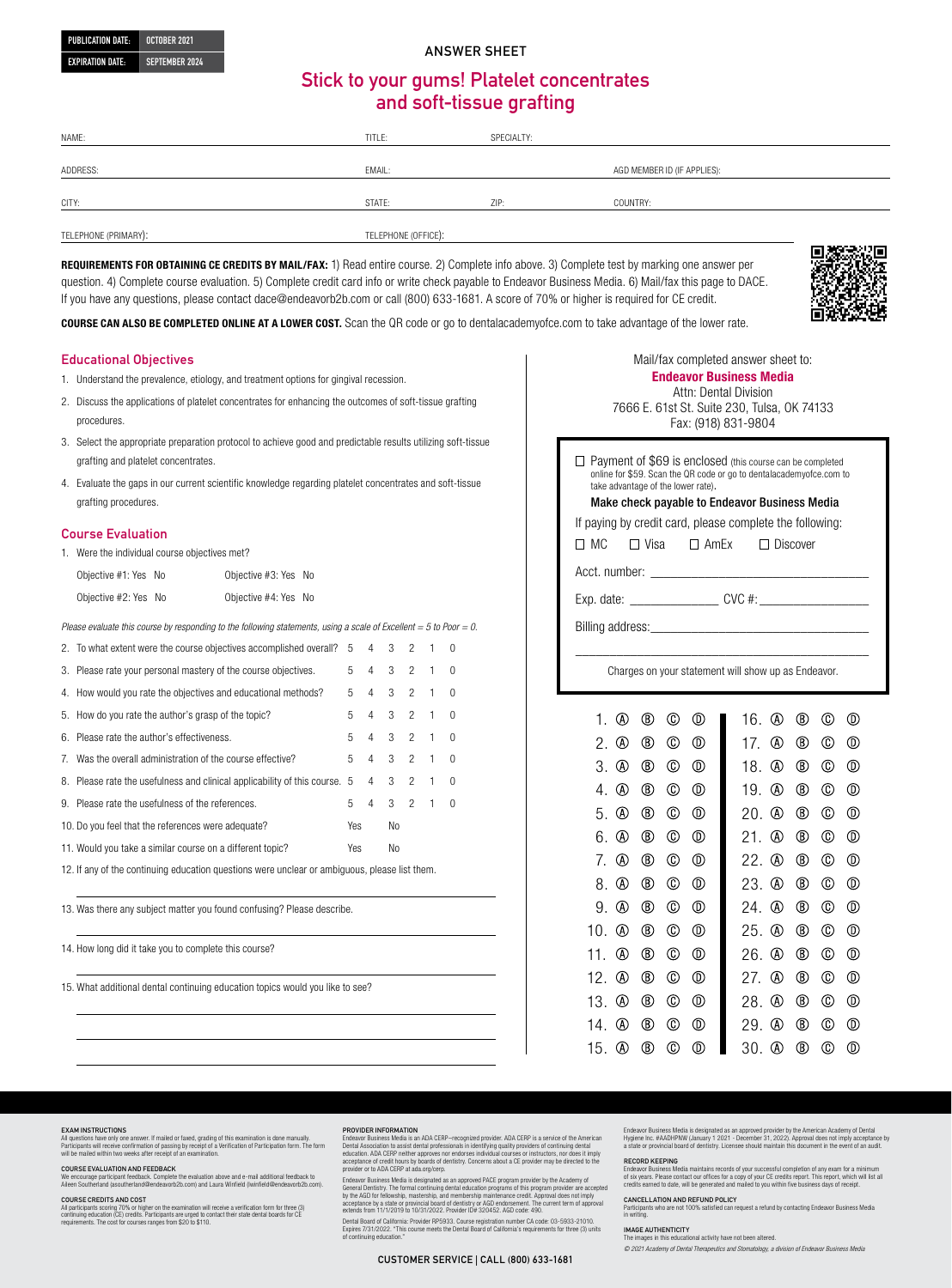| | |
|---|---|
| PUBLICATION DATE: | OCTOBER 2021 |
| EXPIRATION DATE: | SEPTEMBER 2024 |

ANSWER SHEET

# Stick to your gums! Platelet concentrates and soft-tissue grafting

| | | | |
|---|---|---|---|
| NAME: | TITLE: | SPECIALTY: | |
| ADDRESS: | EMAIL: | | AGD MEMBER ID (IF APPLIES): |
| CITY: | STATE: | ZIP: | COUNTRY: |
| TELEPHONE (PRIMARY): | TELEPHONE (OFFICE): | | |

**REQUIREMENTS FOR OBTAINING CE CREDITS BY MAIL/FAX:** 1) Read entire course. 2) Complete info above. 3) Complete test by marking one answer per question. 4) Complete course evaluation. 5) Complete credit card info or write check payable to Endeavor Business Media. 6) Mail/fax this page to DACE. If you have any questions, please contact dace@endeavorb2b.com or call (800) 633-1681. A score of 70% or higher is required for CE credit.

**COURSE CAN ALSO BE COMPLETED ONLINE AT A LOWER COST.** Scan the QR code or go to dentalacademyofce.com to take advantage of the lower rate.

## Educational Objectives

1. Understand the prevalence, etiology, and treatment options for gingival recession.
2. Discuss the applications of platelet concentrates for enhancing the outcomes of soft-tissue grafting procedures.
3. Select the appropriate preparation protocol to achieve good and predictable results utilizing soft-tissue grafting and platelet concentrates.
4. Evaluate the gaps in our current scientific knowledge regarding platelet concentrates and soft-tissue grafting procedures.

## Course Evaluation

1. Were the individual course objectives met?

   Objective #1: Yes No — Objective #3: Yes No

   Objective #2: Yes No — Objective #4: Yes No

*Please evaluate this course by responding to the following statements, using a scale of Excellent = 5 to Poor = 0.*

| | | | | | | |
|---|---|---|---|---|---|---|
| 2. To what extent were the course objectives accomplished overall? | 5 | 4 | 3 | 2 | 1 | 0 |
| 3. Please rate your personal mastery of the course objectives. | 5 | 4 | 3 | 2 | 1 | 0 |
| 4. How would you rate the objectives and educational methods? | 5 | 4 | 3 | 2 | 1 | 0 |
| 5. How do you rate the author's grasp of the topic? | 5 | 4 | 3 | 2 | 1 | 0 |
| 6. Please rate the author's effectiveness. | 5 | 4 | 3 | 2 | 1 | 0 |
| 7. Was the overall administration of the course effective? | 5 | 4 | 3 | 2 | 1 | 0 |
| 8. Please rate the usefulness and clinical applicability of this course. | 5 | 4 | 3 | 2 | 1 | 0 |
| 9. Please rate the usefulness of the references. | 5 | 4 | 3 | 2 | 1 | 0 |
| 10. Do you feel that the references were adequate? | Yes | | No | | | |
| 11. Would you take a similar course on a different topic? | Yes | | No | | | |

12. If any of the continuing education questions were unclear or ambiguous, please list them.

13. Was there any subject matter you found confusing? Please describe.

14. How long did it take you to complete this course?

15. What additional dental continuing education topics would you like to see?

Mail/fax completed answer sheet to:
**Endeavor Business Media**
Attn: Dental Division
7666 E. 61st St. Suite 230, Tulsa, OK 74133
Fax: (918) 831-9804

☐ Payment of $69 is enclosed (this course can be completed online for $59. Scan the QR code or go to dentalacademyofce.com to take advantage of the lower rate).

**Make check payable to Endeavor Business Media**

If paying by credit card, please complete the following:

☐ MC ☐ Visa ☐ AmEx ☐ Discover

Acct. number: ______________________

Exp. date: ______________ CVC #: ______________

Billing address: ______________________

Charges on your statement will show up as Endeavor.

| | | | | | | | | | |
|---|---|---|---|---|---|---|---|---|---|
| 1. | Ⓐ | Ⓑ | Ⓒ | Ⓓ | 16. | Ⓐ | Ⓑ | Ⓒ | Ⓓ |
| 2. | Ⓐ | Ⓑ | Ⓒ | Ⓓ | 17. | Ⓐ | Ⓑ | Ⓒ | Ⓓ |
| 3. | Ⓐ | Ⓑ | Ⓒ | Ⓓ | 18. | Ⓐ | Ⓑ | Ⓒ | Ⓓ |
| 4. | Ⓐ | Ⓑ | Ⓒ | Ⓓ | 19. | Ⓐ | Ⓑ | Ⓒ | Ⓓ |
| 5. | Ⓐ | Ⓑ | Ⓒ | Ⓓ | 20. | Ⓐ | Ⓑ | Ⓒ | Ⓓ |
| 6. | Ⓐ | Ⓑ | Ⓒ | Ⓓ | 21. | Ⓐ | Ⓑ | Ⓒ | Ⓓ |
| 7. | Ⓐ | Ⓑ | Ⓒ | Ⓓ | 22. | Ⓐ | Ⓑ | Ⓒ | Ⓓ |
| 8. | Ⓐ | Ⓑ | Ⓒ | Ⓓ | 23. | Ⓐ | Ⓑ | Ⓒ | Ⓓ |
| 9. | Ⓐ | Ⓑ | Ⓒ | Ⓓ | 24. | Ⓐ | Ⓑ | Ⓒ | Ⓓ |
| 10. | Ⓐ | Ⓑ | Ⓒ | Ⓓ | 25. | Ⓐ | Ⓑ | Ⓒ | Ⓓ |
| 11. | Ⓐ | Ⓑ | Ⓒ | Ⓓ | 26. | Ⓐ | Ⓑ | Ⓒ | Ⓓ |
| 12. | Ⓐ | Ⓑ | Ⓒ | Ⓓ | 27. | Ⓐ | Ⓑ | Ⓒ | Ⓓ |
| 13. | Ⓐ | Ⓑ | Ⓒ | Ⓓ | 28. | Ⓐ | Ⓑ | Ⓒ | Ⓓ |
| 14. | Ⓐ | Ⓑ | Ⓒ | Ⓓ | 29. | Ⓐ | Ⓑ | Ⓒ | Ⓓ |
| 15. | Ⓐ | Ⓑ | Ⓒ | Ⓓ | 30. | Ⓐ | Ⓑ | Ⓒ | Ⓓ |

**EXAM INSTRUCTIONS**
All questions have only one answer. If mailed or faxed, grading of this examination is done manually. Participants will receive confirmation of passing by receipt of a Verification of Participation form. The form will be mailed within two weeks after receipt of an examination.

**COURSE EVALUATION AND FEEDBACK**
We encourage participant feedback. Complete the evaluation above and e-mail additional feedback to Aileen Southerland (asoutherland@endeavorb2b.com) and Laura Winfield (lwinfield@endeavorb2b.com).

**COURSE CREDITS AND COST**
All participants scoring 70% or higher on the examination will receive a verification form for three (3) continuing education (CE) credits. Participants are urged to contact their state dental boards for CE requirements. The cost for courses ranges from $20 to $110.

**PROVIDER INFORMATION**
Endeavor Business Media is an ADA CERP–recognized provider. ADA CERP is a service of the American Dental Association to assist dental professionals in identifying quality providers of continuing dental education. ADA CERP neither approves nor endorses individual courses or instructors, nor does it imply acceptance of credit hours by boards of dentistry. Concerns about a CE provider may be directed to the provider or to ADA CERP at ada.org/cerp.

Endeavor Business Media is designated as an approved PACE program provider by the Academy of General Dentistry. The formal continuing dental education programs of this program provider are accepted by the AGD for fellowship, mastership, and membership maintenance credit. Approval does not imply acceptance by a state or provincial board of dentistry or AGD endorsement. The current term of approval extends from 11/1/2019 to 10/31/2022. Provider ID# 320452. AGD code: 490.

Dental Board of California: Provider RP5933. Course registration number CA code: 03-5933-21010. Expires 7/31/2022. "This course meets the Dental Board of California's requirements for three (3) units of continuing education."

Endeavor Business Media is designated as an approved provider by the American Academy of Dental Hygiene Inc. #AADHPNW (January 1 2021 - December 31, 2022). Approval does not imply acceptance by a state or provincial board of dentistry. Licensee should maintain this document in the event of an audit.

**RECORD KEEPING**
Endeavor Business Media maintains records of your successful completion of any exam for a minimum of six years. Please contact our offices for a copy of your CE credits report. This report, which will list all credits earned to date, will be generated and mailed to you within five business days of receipt.

**CANCELLATION AND REFUND POLICY**
Participants who are not 100% satisfied can request a refund by contacting Endeavor Business Media in writing.

**IMAGE AUTHENTICITY**
The images in this educational activity have not been altered.

*© 2021 Academy of Dental Therapeutics and Stomatology, a division of Endeavor Business Media*

CUSTOMER SERVICE | CALL (800) 633-1681